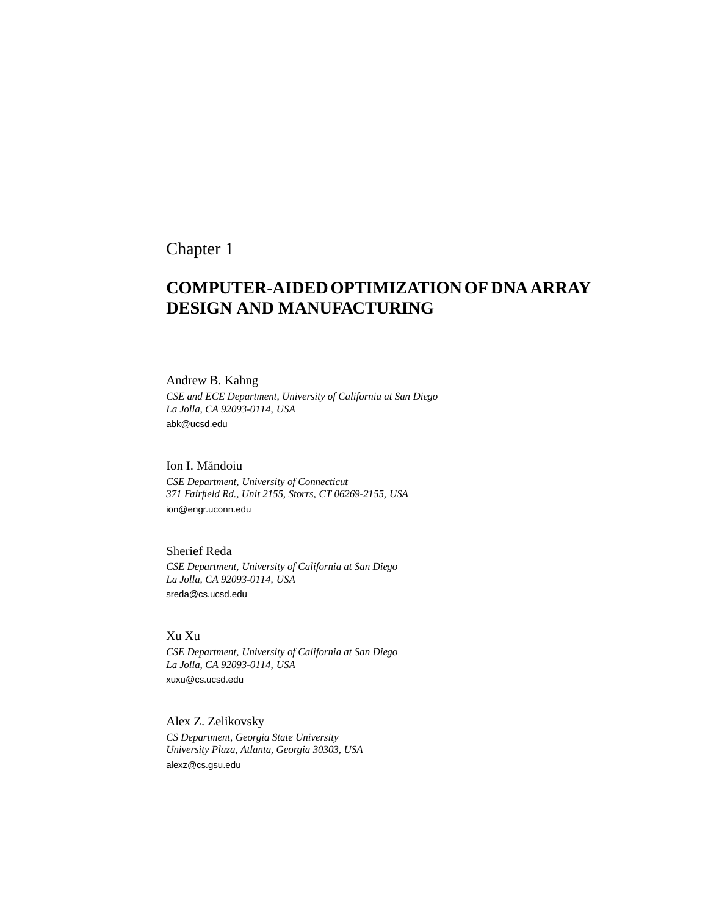Chapter 1

# COMPUTER-AIDED OPTIMIZATION OF DNA ARRAY DESIGN AND MANUFACTURING

Andrew B. Kahng
*CSE and ECE Department, University of California at San Diego*
*La Jolla, CA 92093-0114, USA*
abk@ucsd.edu

Ion I. Măndoiu
*CSE Department, University of Connecticut*
*371 Fairfield Rd., Unit 2155, Storrs, CT 06269-2155, USA*
ion@engr.uconn.edu

Sherief Reda
*CSE Department, University of California at San Diego*
*La Jolla, CA 92093-0114, USA*
sreda@cs.ucsd.edu

Xu Xu
*CSE Department, University of California at San Diego*
*La Jolla, CA 92093-0114, USA*
xuxu@cs.ucsd.edu

Alex Z. Zelikovsky
*CS Department, Georgia State University*
*University Plaza, Atlanta, Georgia 30303, USA*
alexz@cs.gsu.edu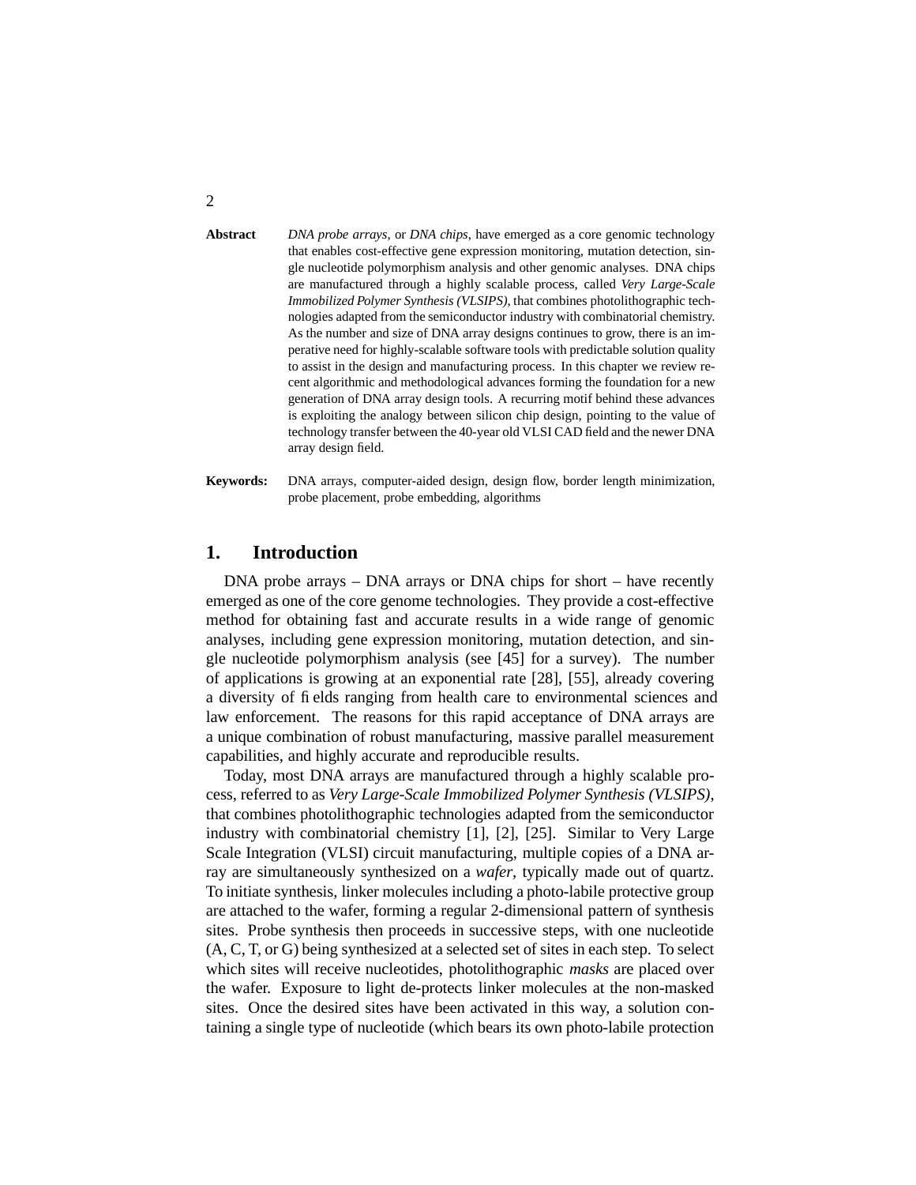**Abstract** *DNA probe arrays*, or *DNA chips*, have emerged as a core genomic technology that enables cost-effective gene expression monitoring, mutation detection, single nucleotide polymorphism analysis and other genomic analyses. DNA chips are manufactured through a highly scalable process, called *Very Large-Scale Immobilized Polymer Synthesis (VLSIPS)*, that combines photolithographic technologies adapted from the semiconductor industry with combinatorial chemistry. As the number and size of DNA array designs continues to grow, there is an imperative need for highly-scalable software tools with predictable solution quality to assist in the design and manufacturing process. In this chapter we review recent algorithmic and methodological advances forming the foundation for a new generation of DNA array design tools. A recurring motif behind these advances is exploiting the analogy between silicon chip design, pointing to the value of technology transfer between the 40-year old VLSI CAD field and the newer DNA array design field.

**Keywords:** DNA arrays, computer-aided design, design flow, border length minimization, probe placement, probe embedding, algorithms

## 1. Introduction

DNA probe arrays – DNA arrays or DNA chips for short – have recently emerged as one of the core genome technologies. They provide a cost-effective method for obtaining fast and accurate results in a wide range of genomic analyses, including gene expression monitoring, mutation detection, and single nucleotide polymorphism analysis (see [45] for a survey). The number of applications is growing at an exponential rate [28], [55], already covering a diversity of fields ranging from health care to environmental sciences and law enforcement. The reasons for this rapid acceptance of DNA arrays are a unique combination of robust manufacturing, massive parallel measurement capabilities, and highly accurate and reproducible results.

Today, most DNA arrays are manufactured through a highly scalable process, referred to as *Very Large-Scale Immobilized Polymer Synthesis (VLSIPS)*, that combines photolithographic technologies adapted from the semiconductor industry with combinatorial chemistry [1], [2], [25]. Similar to Very Large Scale Integration (VLSI) circuit manufacturing, multiple copies of a DNA array are simultaneously synthesized on a *wafer*, typically made out of quartz. To initiate synthesis, linker molecules including a photo-labile protective group are attached to the wafer, forming a regular 2-dimensional pattern of synthesis sites. Probe synthesis then proceeds in successive steps, with one nucleotide (A, C, T, or G) being synthesized at a selected set of sites in each step. To select which sites will receive nucleotides, photolithographic *masks* are placed over the wafer. Exposure to light de-protects linker molecules at the non-masked sites. Once the desired sites have been activated in this way, a solution containing a single type of nucleotide (which bears its own photo-labile protection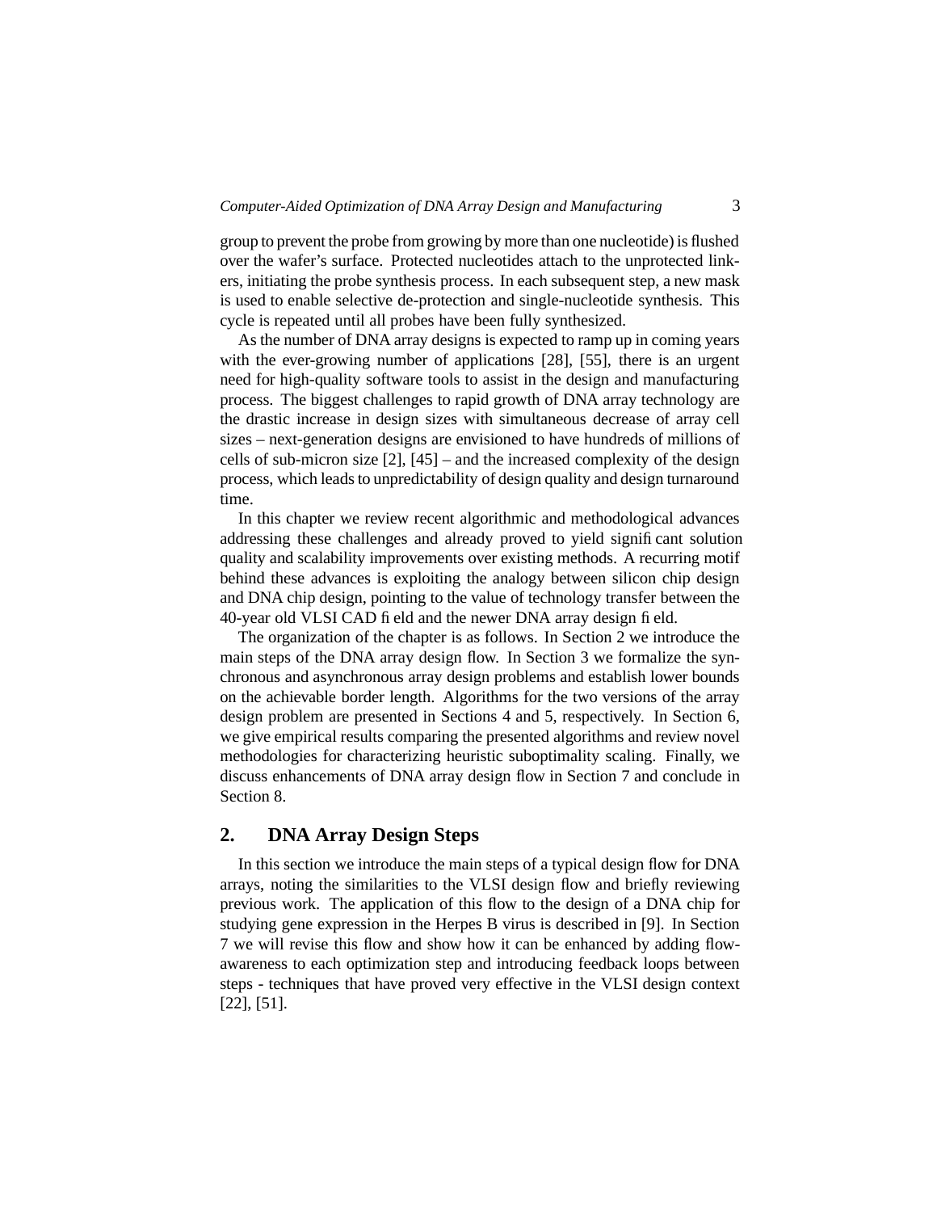group to prevent the probe from growing by more than one nucleotide) is flushed over the wafer's surface. Protected nucleotides attach to the unprotected linkers, initiating the probe synthesis process. In each subsequent step, a new mask is used to enable selective de-protection and single-nucleotide synthesis. This cycle is repeated until all probes have been fully synthesized.

As the number of DNA array designs is expected to ramp up in coming years with the ever-growing number of applications [28], [55], there is an urgent need for high-quality software tools to assist in the design and manufacturing process. The biggest challenges to rapid growth of DNA array technology are the drastic increase in design sizes with simultaneous decrease of array cell sizes – next-generation designs are envisioned to have hundreds of millions of cells of sub-micron size [2], [45] – and the increased complexity of the design process, which leads to unpredictability of design quality and design turnaround time.

In this chapter we review recent algorithmic and methodological advances addressing these challenges and already proved to yield significant solution quality and scalability improvements over existing methods. A recurring motif behind these advances is exploiting the analogy between silicon chip design and DNA chip design, pointing to the value of technology transfer between the 40-year old VLSI CAD field and the newer DNA array design field.

The organization of the chapter is as follows. In Section 2 we introduce the main steps of the DNA array design flow. In Section 3 we formalize the synchronous and asynchronous array design problems and establish lower bounds on the achievable border length. Algorithms for the two versions of the array design problem are presented in Sections 4 and 5, respectively. In Section 6, we give empirical results comparing the presented algorithms and review novel methodologies for characterizing heuristic suboptimality scaling. Finally, we discuss enhancements of DNA array design flow in Section 7 and conclude in Section 8.

## 2. DNA Array Design Steps

In this section we introduce the main steps of a typical design flow for DNA arrays, noting the similarities to the VLSI design flow and briefly reviewing previous work. The application of this flow to the design of a DNA chip for studying gene expression in the Herpes B virus is described in [9]. In Section 7 we will revise this flow and show how it can be enhanced by adding flow-awareness to each optimization step and introducing feedback loops between steps - techniques that have proved very effective in the VLSI design context [22], [51].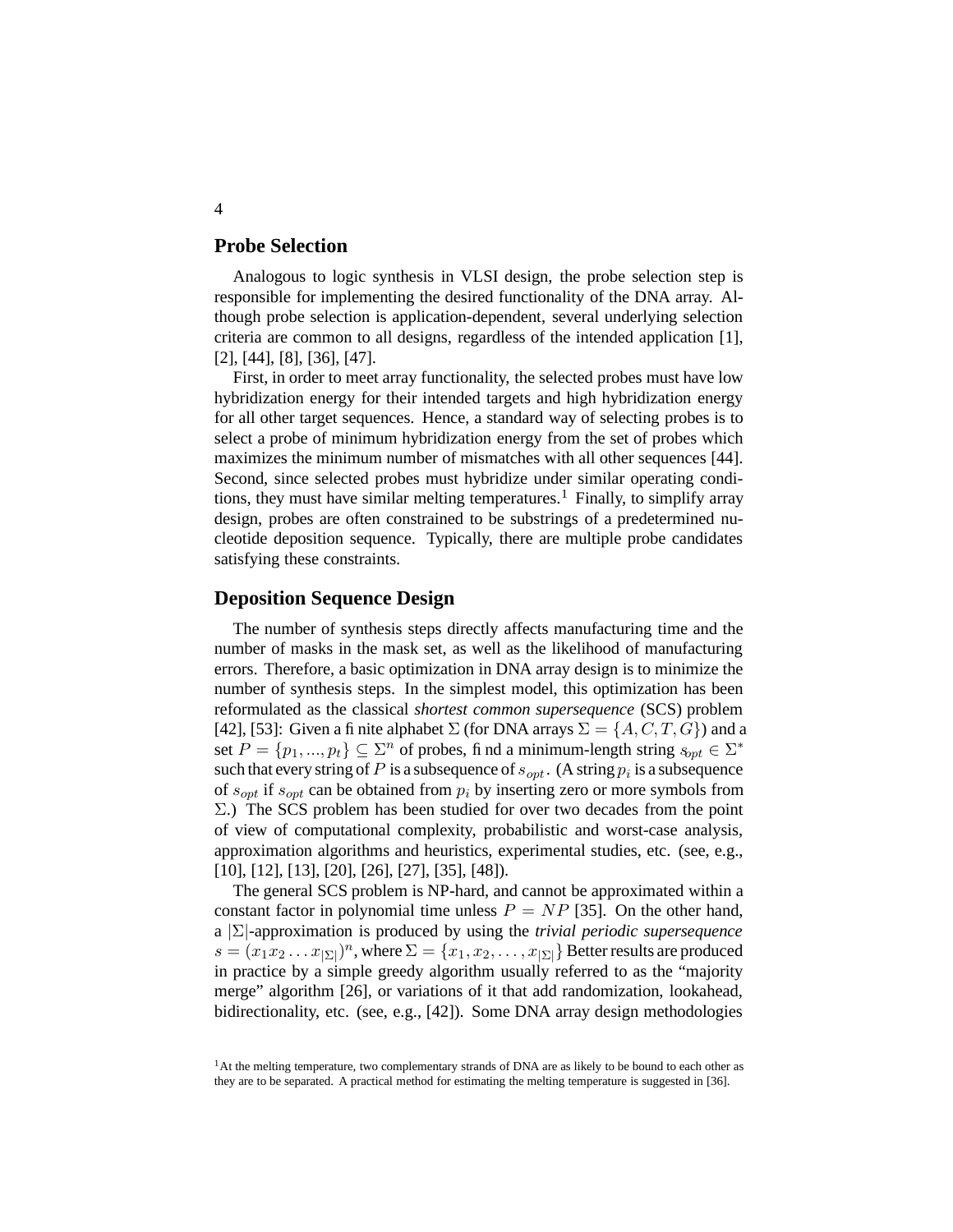## Probe Selection

Analogous to logic synthesis in VLSI design, the probe selection step is responsible for implementing the desired functionality of the DNA array. Although probe selection is application-dependent, several underlying selection criteria are common to all designs, regardless of the intended application [1], [2], [44], [8], [36], [47].

First, in order to meet array functionality, the selected probes must have low hybridization energy for their intended targets and high hybridization energy for all other target sequences. Hence, a standard way of selecting probes is to select a probe of minimum hybridization energy from the set of probes which maximizes the minimum number of mismatches with all other sequences [44]. Second, since selected probes must hybridize under similar operating conditions, they must have similar melting temperatures.[1] Finally, to simplify array design, probes are often constrained to be substrings of a predetermined nucleotide deposition sequence. Typically, there are multiple probe candidates satisfying these constraints.

## Deposition Sequence Design

The number of synthesis steps directly affects manufacturing time and the number of masks in the mask set, as well as the likelihood of manufacturing errors. Therefore, a basic optimization in DNA array design is to minimize the number of synthesis steps. In the simplest model, this optimization has been reformulated as the classical *shortest common supersequence* (SCS) problem [42], [53]: Given a finite alphabet $\Sigma$ (for DNA arrays $\Sigma = \{A, C, T, G\}$) and a set $P = \{p_1, ..., p_t\} \subseteq \Sigma^n$ of probes, find a minimum-length string $s_{opt} \in \Sigma^*$ such that every string of $P$ is a subsequence of $s_{opt}$. (A string $p_i$ is a subsequence of $s_{opt}$ if $s_{opt}$ can be obtained from $p_i$ by inserting zero or more symbols from $\Sigma$.) The SCS problem has been studied for over two decades from the point of view of computational complexity, probabilistic and worst-case analysis, approximation algorithms and heuristics, experimental studies, etc. (see, e.g., [10], [12], [13], [20], [26], [27], [35], [48]).

The general SCS problem is NP-hard, and cannot be approximated within a constant factor in polynomial time unless $P = NP$ [35]. On the other hand, a $|\Sigma|$-approximation is produced by using the *trivial periodic supersequence* $s = (x_1 x_2 \ldots x_{|\Sigma|})^n$, where $\Sigma = \{x_1, x_2, \ldots, x_{|\Sigma|}\}$ Better results are produced in practice by a simple greedy algorithm usually referred to as the "majority merge" algorithm [26], or variations of it that add randomization, lookahead, bidirectionality, etc. (see, e.g., [42]). Some DNA array design methodologies

[1] At the melting temperature, two complementary strands of DNA are as likely to be bound to each other as they are to be separated. A practical method for estimating the melting temperature is suggested in [36].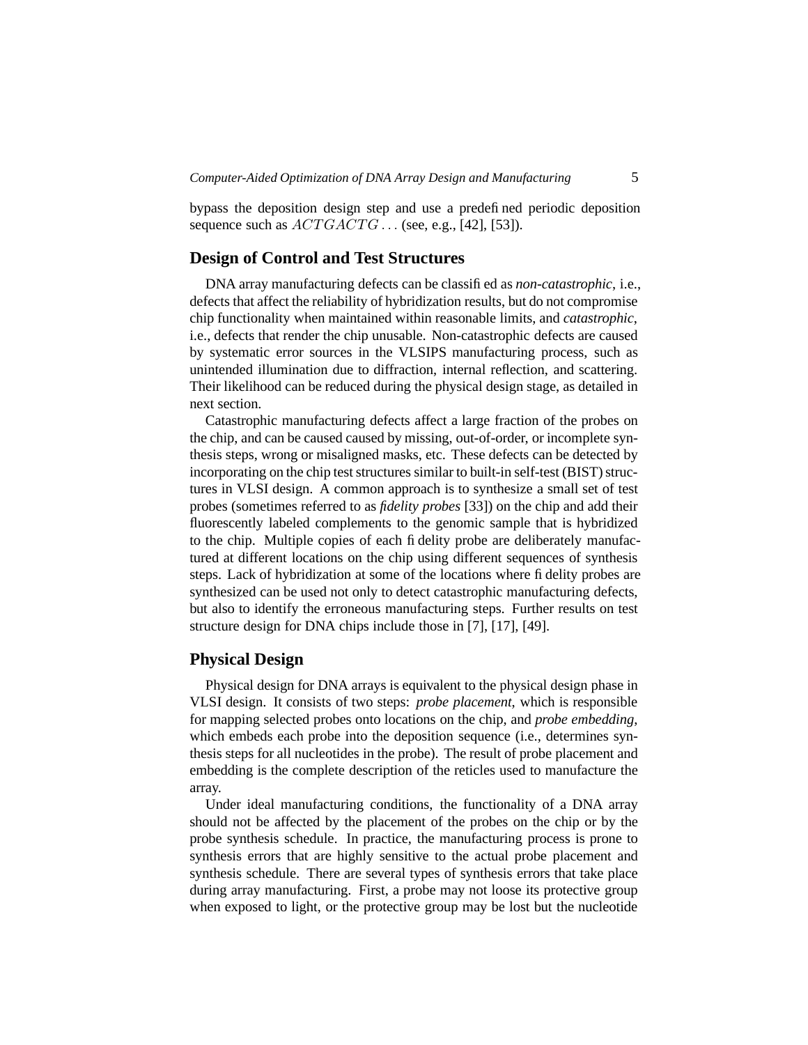bypass the deposition design step and use a predefined periodic deposition sequence such as $ACTGACTG\ldots$ (see, e.g., [42], [53]).

## Design of Control and Test Structures

DNA array manufacturing defects can be classified as *non-catastrophic*, i.e., defects that affect the reliability of hybridization results, but do not compromise chip functionality when maintained within reasonable limits, and *catastrophic*, i.e., defects that render the chip unusable. Non-catastrophic defects are caused by systematic error sources in the VLSIPS manufacturing process, such as unintended illumination due to diffraction, internal reflection, and scattering. Their likelihood can be reduced during the physical design stage, as detailed in next section.

Catastrophic manufacturing defects affect a large fraction of the probes on the chip, and can be caused caused by missing, out-of-order, or incomplete synthesis steps, wrong or misaligned masks, etc. These defects can be detected by incorporating on the chip test structures similar to built-in self-test (BIST) structures in VLSI design. A common approach is to synthesize a small set of test probes (sometimes referred to as *fidelity probes* [33]) on the chip and add their fluorescently labeled complements to the genomic sample that is hybridized to the chip. Multiple copies of each fidelity probe are deliberately manufactured at different locations on the chip using different sequences of synthesis steps. Lack of hybridization at some of the locations where fidelity probes are synthesized can be used not only to detect catastrophic manufacturing defects, but also to identify the erroneous manufacturing steps. Further results on test structure design for DNA chips include those in [7], [17], [49].

## Physical Design

Physical design for DNA arrays is equivalent to the physical design phase in VLSI design. It consists of two steps: *probe placement*, which is responsible for mapping selected probes onto locations on the chip, and *probe embedding*, which embeds each probe into the deposition sequence (i.e., determines synthesis steps for all nucleotides in the probe). The result of probe placement and embedding is the complete description of the reticles used to manufacture the array.

Under ideal manufacturing conditions, the functionality of a DNA array should not be affected by the placement of the probes on the chip or by the probe synthesis schedule. In practice, the manufacturing process is prone to synthesis errors that are highly sensitive to the actual probe placement and synthesis schedule. There are several types of synthesis errors that take place during array manufacturing. First, a probe may not loose its protective group when exposed to light, or the protective group may be lost but the nucleotide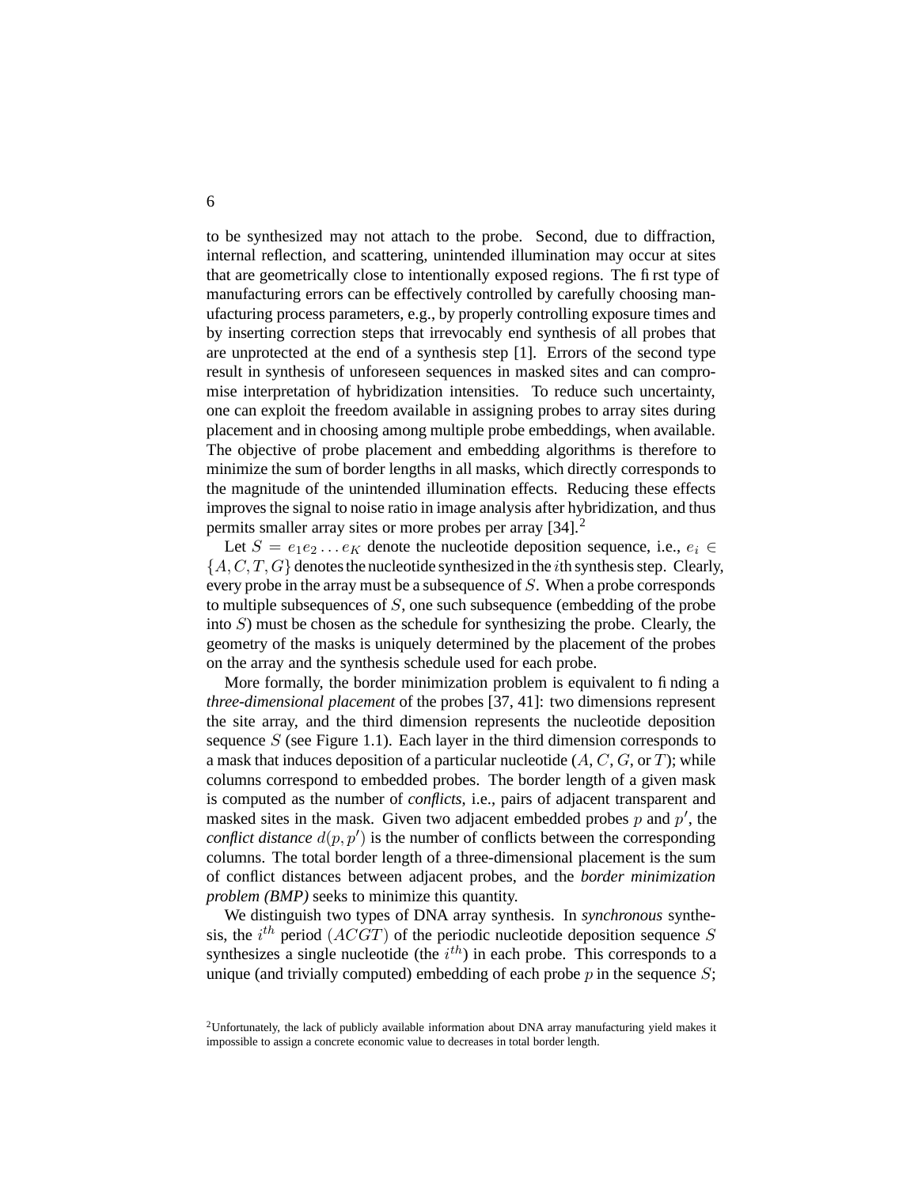to be synthesized may not attach to the probe. Second, due to diffraction, internal reflection, and scattering, unintended illumination may occur at sites that are geometrically close to intentionally exposed regions. The first type of manufacturing errors can be effectively controlled by carefully choosing manufacturing process parameters, e.g., by properly controlling exposure times and by inserting correction steps that irrevocably end synthesis of all probes that are unprotected at the end of a synthesis step [1]. Errors of the second type result in synthesis of unforeseen sequences in masked sites and can compromise interpretation of hybridization intensities. To reduce such uncertainty, one can exploit the freedom available in assigning probes to array sites during placement and in choosing among multiple probe embeddings, when available. The objective of probe placement and embedding algorithms is therefore to minimize the sum of border lengths in all masks, which directly corresponds to the magnitude of the unintended illumination effects. Reducing these effects improves the signal to noise ratio in image analysis after hybridization, and thus permits smaller array sites or more probes per array [34].[2]

Let $S = e_1 e_2 \ldots e_K$ denote the nucleotide deposition sequence, i.e., $e_i \in \{A, C, T, G\}$ denotes the nucleotide synthesized in the $i$th synthesis step. Clearly, every probe in the array must be a subsequence of $S$. When a probe corresponds to multiple subsequences of $S$, one such subsequence (embedding of the probe into $S$) must be chosen as the schedule for synthesizing the probe. Clearly, the geometry of the masks is uniquely determined by the placement of the probes on the array and the synthesis schedule used for each probe.

More formally, the border minimization problem is equivalent to finding a *three-dimensional placement* of the probes [37, 41]: two dimensions represent the site array, and the third dimension represents the nucleotide deposition sequence $S$ (see Figure 1.1). Each layer in the third dimension corresponds to a mask that induces deposition of a particular nucleotide ($A$, $C$, $G$, or $T$); while columns correspond to embedded probes. The border length of a given mask is computed as the number of *conflicts*, i.e., pairs of adjacent transparent and masked sites in the mask. Given two adjacent embedded probes $p$ and $p'$, the *conflict distance* $d(p, p')$ is the number of conflicts between the corresponding columns. The total border length of a three-dimensional placement is the sum of conflict distances between adjacent probes, and the *border minimization problem (BMP)* seeks to minimize this quantity.

We distinguish two types of DNA array synthesis. In *synchronous* synthesis, the $i^{th}$ period $(ACGT)$ of the periodic nucleotide deposition sequence $S$ synthesizes a single nucleotide (the $i^{th}$) in each probe. This corresponds to a unique (and trivially computed) embedding of each probe $p$ in the sequence $S$;

[2] Unfortunately, the lack of publicly available information about DNA array manufacturing yield makes it impossible to assign a concrete economic value to decreases in total border length.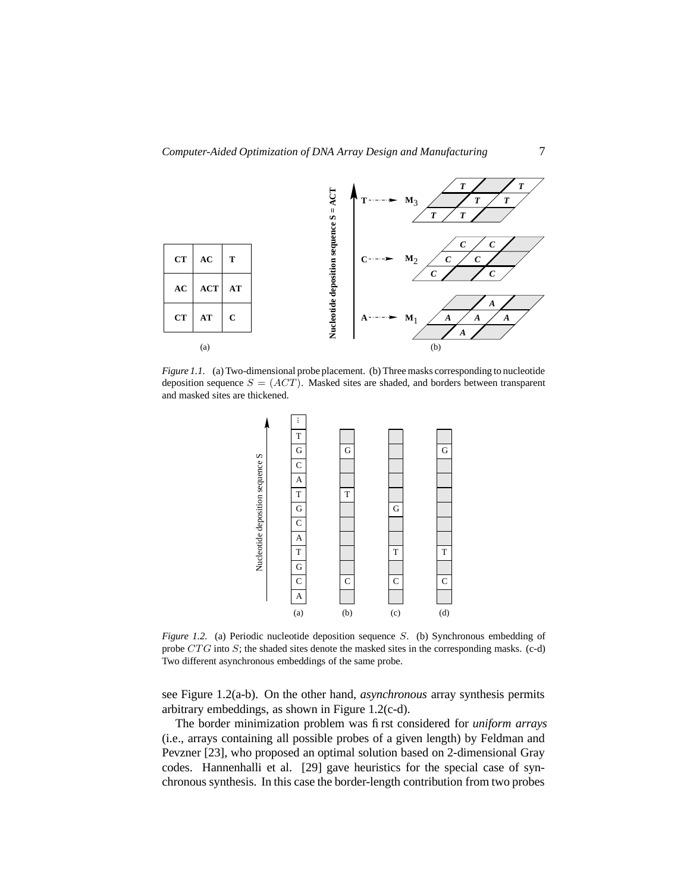| CT | AC | T |
|---|---|---|
| AC | ACT | AT |
| CT | AT | C |

(a)

(b)

*Figure 1.1.* (a) Two-dimensional probe placement. (b) Three masks corresponding to nucleotide deposition sequence $S = (ACT)$. Masked sites are shaded, and borders between transparent and masked sites are thickened.

*Figure 1.2.* (a) Periodic nucleotide deposition sequence $S$. (b) Synchronous embedding of probe $CTG$ into $S$; the shaded sites denote the masked sites in the corresponding masks. (c-d) Two different asynchronous embeddings of the same probe.

see Figure 1.2(a-b). On the other hand, *asynchronous* array synthesis permits arbitrary embeddings, as shown in Figure 1.2(c-d).

The border minimization problem was first considered for *uniform arrays* (i.e., arrays containing all possible probes of a given length) by Feldman and Pevzner [23], who proposed an optimal solution based on 2-dimensional Gray codes. Hannenhalli et al. [29] gave heuristics for the special case of synchronous synthesis. In this case the border-length contribution from two probes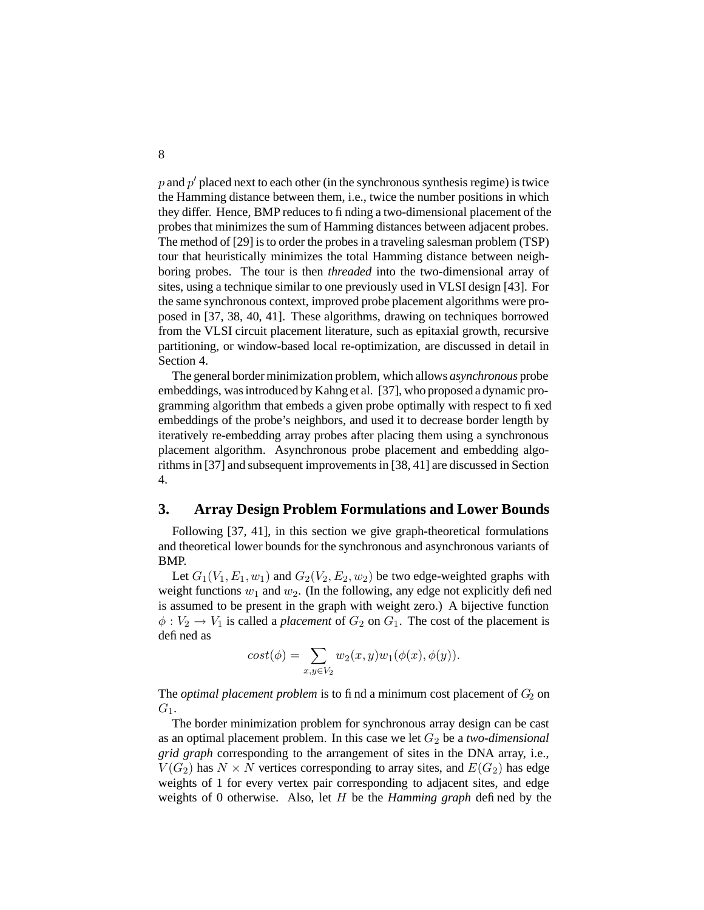$p$ and $p'$ placed next to each other (in the synchronous synthesis regime) is twice the Hamming distance between them, i.e., twice the number positions in which they differ. Hence, BMP reduces to finding a two-dimensional placement of the probes that minimizes the sum of Hamming distances between adjacent probes. The method of [29] is to order the probes in a traveling salesman problem (TSP) tour that heuristically minimizes the total Hamming distance between neighboring probes. The tour is then *threaded* into the two-dimensional array of sites, using a technique similar to one previously used in VLSI design [43]. For the same synchronous context, improved probe placement algorithms were proposed in [37, 38, 40, 41]. These algorithms, drawing on techniques borrowed from the VLSI circuit placement literature, such as epitaxial growth, recursive partitioning, or window-based local re-optimization, are discussed in detail in Section 4.

The general border minimization problem, which allows *asynchronous* probe embeddings, was introduced by Kahng et al. [37], who proposed a dynamic programming algorithm that embeds a given probe optimally with respect to fixed embeddings of the probe's neighbors, and used it to decrease border length by iteratively re-embedding array probes after placing them using a synchronous placement algorithm. Asynchronous probe placement and embedding algorithms in [37] and subsequent improvements in [38, 41] are discussed in Section 4.

## 3. Array Design Problem Formulations and Lower Bounds

Following [37, 41], in this section we give graph-theoretical formulations and theoretical lower bounds for the synchronous and asynchronous variants of BMP.

Let $G_1(V_1, E_1, w_1)$ and $G_2(V_2, E_2, w_2)$ be two edge-weighted graphs with weight functions $w_1$ and $w_2$. (In the following, any edge not explicitly defined is assumed to be present in the graph with weight zero.) A bijective function $\phi : V_2 \to V_1$ is called a *placement* of $G_2$ on $G_1$. The cost of the placement is defined as

$$cost(\phi) = \sum_{x,y \in V_2} w_2(x, y) w_1(\phi(x), \phi(y)).$$

The *optimal placement problem* is to find a minimum cost placement of $G_2$ on $G_1$.

The border minimization problem for synchronous array design can be cast as an optimal placement problem. In this case we let $G_2$ be a *two-dimensional grid graph* corresponding to the arrangement of sites in the DNA array, i.e., $V(G_2)$ has $N \times N$ vertices corresponding to array sites, and $E(G_2)$ has edge weights of 1 for every vertex pair corresponding to adjacent sites, and edge weights of 0 otherwise. Also, let $H$ be the *Hamming graph* defined by the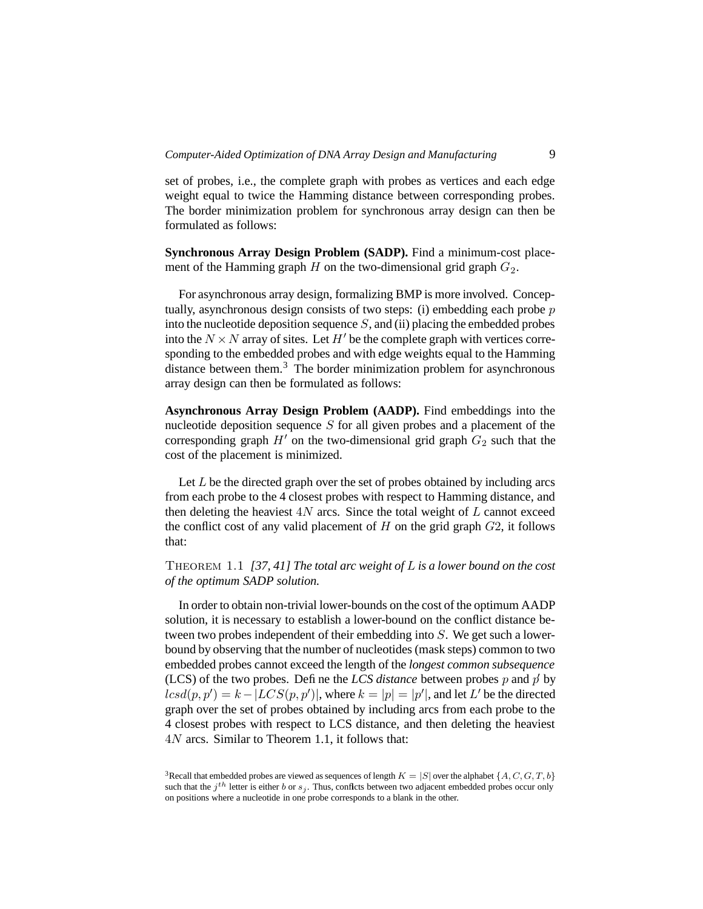set of probes, i.e., the complete graph with probes as vertices and each edge weight equal to twice the Hamming distance between corresponding probes. The border minimization problem for synchronous array design can then be formulated as follows:

**Synchronous Array Design Problem (SADP).** Find a minimum-cost placement of the Hamming graph $H$ on the two-dimensional grid graph $G_2$.

For asynchronous array design, formalizing BMP is more involved. Conceptually, asynchronous design consists of two steps: (i) embedding each probe $p$ into the nucleotide deposition sequence $S$, and (ii) placing the embedded probes into the $N \times N$ array of sites. Let $H'$ be the complete graph with vertices corresponding to the embedded probes and with edge weights equal to the Hamming distance between them.[3] The border minimization problem for asynchronous array design can then be formulated as follows:

**Asynchronous Array Design Problem (AADP).** Find embeddings into the nucleotide deposition sequence $S$ for all given probes and a placement of the corresponding graph $H'$ on the two-dimensional grid graph $G_2$ such that the cost of the placement is minimized.

Let $L$ be the directed graph over the set of probes obtained by including arcs from each probe to the 4 closest probes with respect to Hamming distance, and then deleting the heaviest $4N$ arcs. Since the total weight of $L$ cannot exceed the conflict cost of any valid placement of $H$ on the grid graph $G2$, it follows that:

THEOREM 1.1 *[37, 41] The total arc weight of $L$ is a lower bound on the cost of the optimum SADP solution.*

In order to obtain non-trivial lower-bounds on the cost of the optimum AADP solution, it is necessary to establish a lower-bound on the conflict distance between two probes independent of their embedding into $S$. We get such a lower-bound by observing that the number of nucleotides (mask steps) common to two embedded probes cannot exceed the length of the *longest common subsequence* (LCS) of the two probes. Define the *LCS distance* between probes $p$ and $p'$ by $lcsd(p, p') = k - |LCS(p, p')|$, where $k = |p| = |p'|$, and let $L'$ be the directed graph over the set of probes obtained by including arcs from each probe to the 4 closest probes with respect to LCS distance, and then deleting the heaviest $4N$ arcs. Similar to Theorem 1.1, it follows that:

[3] Recall that embedded probes are viewed as sequences of length $K = |S|$ over the alphabet $\{A, C, G, T, b\}$ such that the $j^{th}$ letter is either $b$ or $s_j$. Thus, conflicts between two adjacent embedded probes occur only on positions where a nucleotide in one probe corresponds to a blank in the other.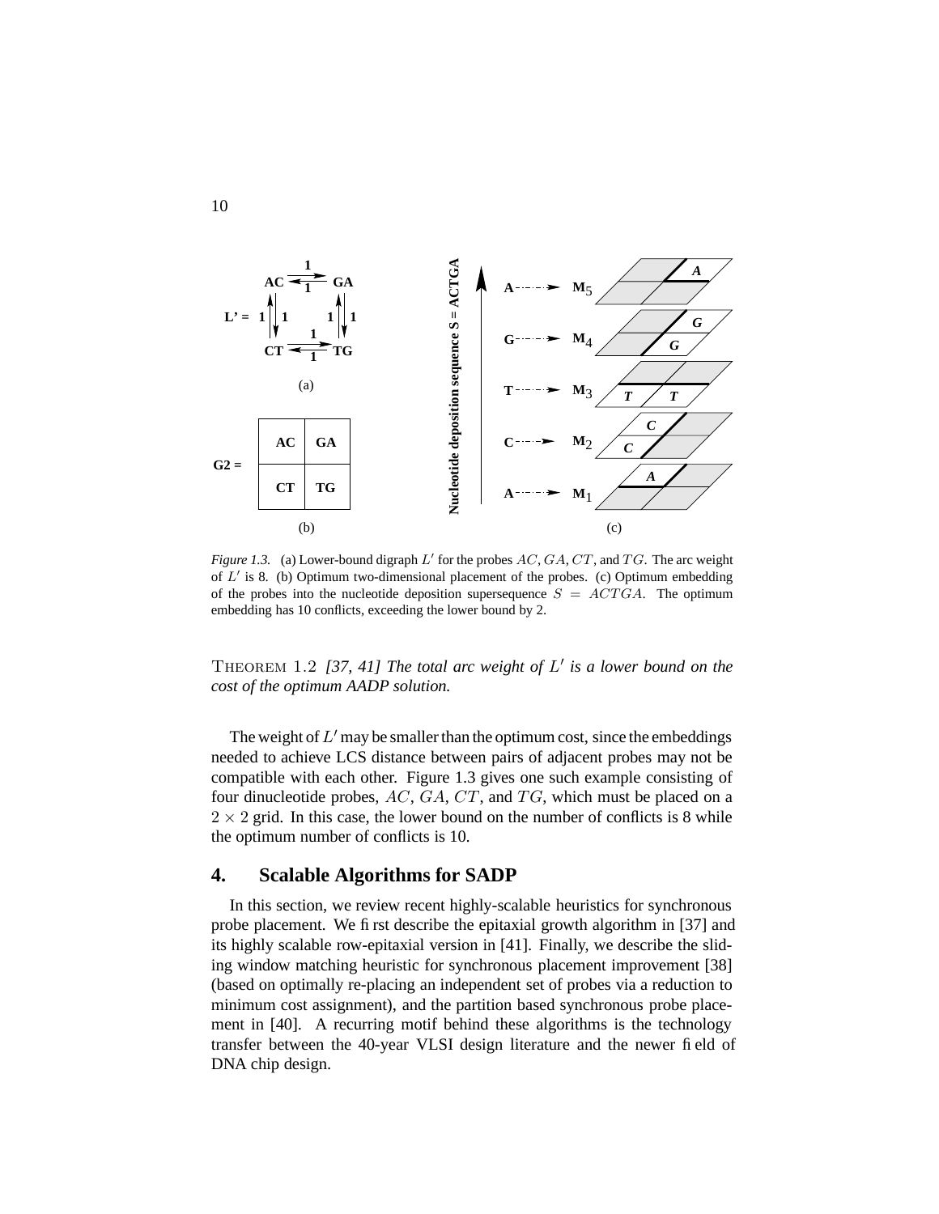*Figure 1.3.* (a) Lower-bound digraph $L'$ for the probes $AC$, $GA$, $CT$, and $TG$. The arc weight of $L'$ is 8. (b) Optimum two-dimensional placement of the probes. (c) Optimum embedding of the probes into the nucleotide deposition supersequence $S = ACTGA$. The optimum embedding has 10 conflicts, exceeding the lower bound by 2.

THEOREM 1.2 *[37, 41] The total arc weight of $L'$ is a lower bound on the cost of the optimum AADP solution.*

The weight of $L'$ may be smaller than the optimum cost, since the embeddings needed to achieve LCS distance between pairs of adjacent probes may not be compatible with each other. Figure 1.3 gives one such example consisting of four dinucleotide probes, $AC$, $GA$, $CT$, and $TG$, which must be placed on a $2 \times 2$ grid. In this case, the lower bound on the number of conflicts is 8 while the optimum number of conflicts is 10.

## 4. Scalable Algorithms for SADP

In this section, we review recent highly-scalable heuristics for synchronous probe placement. We first describe the epitaxial growth algorithm in [37] and its highly scalable row-epitaxial version in [41]. Finally, we describe the sliding window matching heuristic for synchronous placement improvement [38] (based on optimally re-placing an independent set of probes via a reduction to minimum cost assignment), and the partition based synchronous probe placement in [40]. A recurring motif behind these algorithms is the technology transfer between the 40-year VLSI design literature and the newer field of DNA chip design.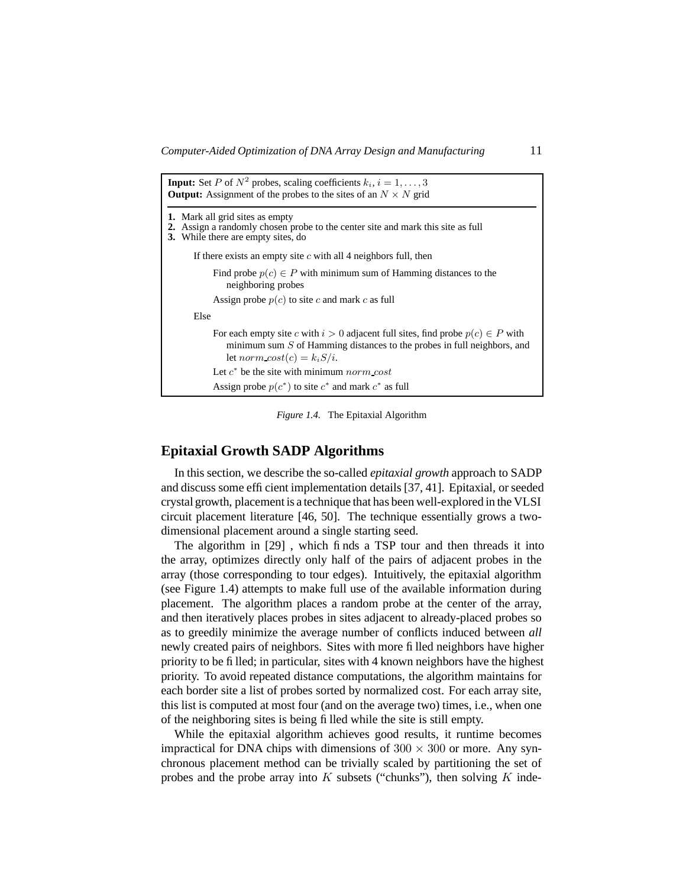**Input:** Set $P$ of $N^2$ probes, scaling coefficients $k_i, i = 1, \ldots, 3$
**Output:** Assignment of the probes to the sites of an $N \times N$ grid

---

**1.** Mark all grid sites as empty
**2.** Assign a randomly chosen probe to the center site and mark this site as full
**3.** While there are empty sites, do

  If there exists an empty site $c$ with all 4 neighbors full, then

    Find probe $p(c) \in P$ with minimum sum of Hamming distances to the neighboring probes

    Assign probe $p(c)$ to site $c$ and mark $c$ as full

  Else

    For each empty site $c$ with $i > 0$ adjacent full sites, find probe $p(c) \in P$ with minimum sum $S$ of Hamming distances to the probes in full neighbors, and let $norm\_cost(c) = k_i S/i$.

    Let $c^*$ be the site with minimum $norm\_cost$

    Assign probe $p(c^*)$ to site $c^*$ and mark $c^*$ as full

*Figure 1.4.* The Epitaxial Algorithm

## Epitaxial Growth SADP Algorithms

In this section, we describe the so-called *epitaxial growth* approach to SADP and discuss some efficient implementation details [37, 41]. Epitaxial, or seeded crystal growth, placement is a technique that has been well-explored in the VLSI circuit placement literature [46, 50]. The technique essentially grows a two-dimensional placement around a single starting seed.

The algorithm in [29] , which finds a TSP tour and then threads it into the array, optimizes directly only half of the pairs of adjacent probes in the array (those corresponding to tour edges). Intuitively, the epitaxial algorithm (see Figure 1.4) attempts to make full use of the available information during placement. The algorithm places a random probe at the center of the array, and then iteratively places probes in sites adjacent to already-placed probes so as to greedily minimize the average number of conflicts induced between *all* newly created pairs of neighbors. Sites with more filled neighbors have higher priority to be filled; in particular, sites with 4 known neighbors have the highest priority. To avoid repeated distance computations, the algorithm maintains for each border site a list of probes sorted by normalized cost. For each array site, this list is computed at most four (and on the average two) times, i.e., when one of the neighboring sites is being filled while the site is still empty.

While the epitaxial algorithm achieves good results, it runtime becomes impractical for DNA chips with dimensions of $300 \times 300$ or more. Any synchronous placement method can be trivially scaled by partitioning the set of probes and the probe array into $K$ subsets ("chunks"), then solving $K$ inde-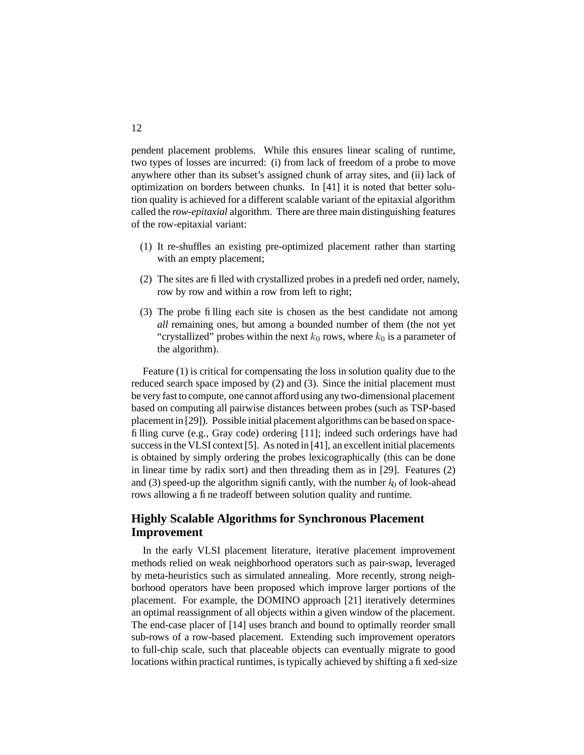pendent placement problems. While this ensures linear scaling of runtime, two types of losses are incurred: (i) from lack of freedom of a probe to move anywhere other than its subset's assigned chunk of array sites, and (ii) lack of optimization on borders between chunks. In [41] it is noted that better solution quality is achieved for a different scalable variant of the epitaxial algorithm called the *row-epitaxial* algorithm. There are three main distinguishing features of the row-epitaxial variant:

(1) It re-shuffles an existing pre-optimized placement rather than starting with an empty placement;

(2) The sites are filled with crystallized probes in a predefined order, namely, row by row and within a row from left to right;

(3) The probe filling each site is chosen as the best candidate not among *all* remaining ones, but among a bounded number of them (the not yet "crystallized" probes within the next $k_0$ rows, where $k_0$ is a parameter of the algorithm).

Feature (1) is critical for compensating the loss in solution quality due to the reduced search space imposed by (2) and (3). Since the initial placement must be very fast to compute, one cannot afford using any two-dimensional placement based on computing all pairwise distances between probes (such as TSP-based placement in [29]). Possible initial placement algorithms can be based on space-filling curve (e.g., Gray code) ordering [11]; indeed such orderings have had success in the VLSI context [5]. As noted in [41], an excellent initial placements is obtained by simply ordering the probes lexicographically (this can be done in linear time by radix sort) and then threading them as in [29]. Features (2) and (3) speed-up the algorithm significantly, with the number $k_0$ of look-ahead rows allowing a fine tradeoff between solution quality and runtime.

## Highly Scalable Algorithms for Synchronous Placement Improvement

In the early VLSI placement literature, iterative placement improvement methods relied on weak neighborhood operators such as pair-swap, leveraged by meta-heuristics such as simulated annealing. More recently, strong neighborhood operators have been proposed which improve larger portions of the placement. For example, the DOMINO approach [21] iteratively determines an optimal reassignment of all objects within a given window of the placement. The end-case placer of [14] uses branch and bound to optimally reorder small sub-rows of a row-based placement. Extending such improvement operators to full-chip scale, such that placeable objects can eventually migrate to good locations within practical runtimes, is typically achieved by shifting a fixed-size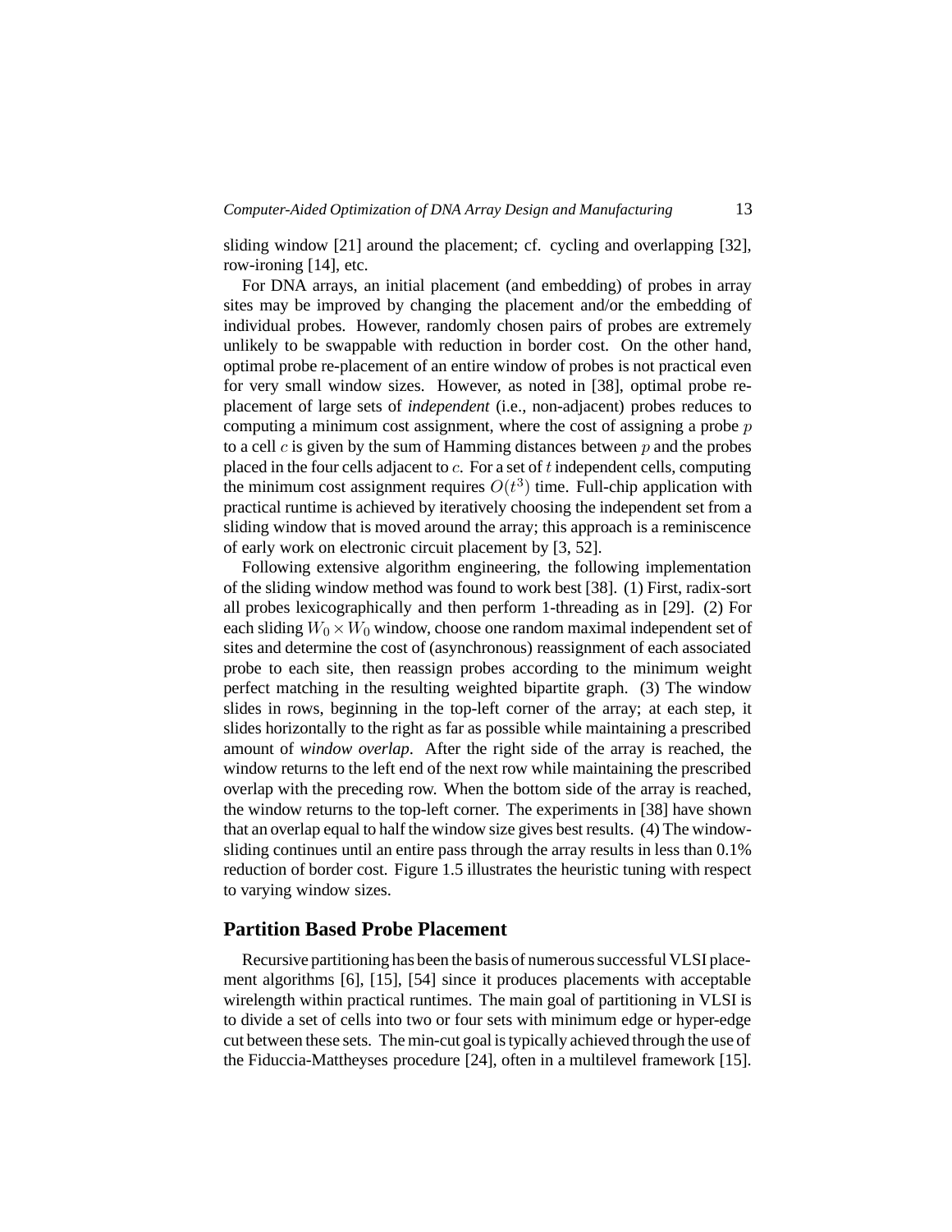sliding window [21] around the placement; cf. cycling and overlapping [32], row-ironing [14], etc.

For DNA arrays, an initial placement (and embedding) of probes in array sites may be improved by changing the placement and/or the embedding of individual probes. However, randomly chosen pairs of probes are extremely unlikely to be swappable with reduction in border cost. On the other hand, optimal probe re-placement of an entire window of probes is not practical even for very small window sizes. However, as noted in [38], optimal probe re-placement of large sets of *independent* (i.e., non-adjacent) probes reduces to computing a minimum cost assignment, where the cost of assigning a probe $p$ to a cell $c$ is given by the sum of Hamming distances between $p$ and the probes placed in the four cells adjacent to $c$. For a set of $t$ independent cells, computing the minimum cost assignment requires $O(t^3)$ time. Full-chip application with practical runtime is achieved by iteratively choosing the independent set from a sliding window that is moved around the array; this approach is a reminiscence of early work on electronic circuit placement by [3, 52].

Following extensive algorithm engineering, the following implementation of the sliding window method was found to work best [38]. (1) First, radix-sort all probes lexicographically and then perform 1-threading as in [29]. (2) For each sliding $W_0 \times W_0$ window, choose one random maximal independent set of sites and determine the cost of (asynchronous) reassignment of each associated probe to each site, then reassign probes according to the minimum weight perfect matching in the resulting weighted bipartite graph. (3) The window slides in rows, beginning in the top-left corner of the array; at each step, it slides horizontally to the right as far as possible while maintaining a prescribed amount of *window overlap*. After the right side of the array is reached, the window returns to the left end of the next row while maintaining the prescribed overlap with the preceding row. When the bottom side of the array is reached, the window returns to the top-left corner. The experiments in [38] have shown that an overlap equal to half the window size gives best results. (4) The window-sliding continues until an entire pass through the array results in less than 0.1% reduction of border cost. Figure 1.5 illustrates the heuristic tuning with respect to varying window sizes.

## Partition Based Probe Placement

Recursive partitioning has been the basis of numerous successful VLSI placement algorithms [6], [15], [54] since it produces placements with acceptable wirelength within practical runtimes. The main goal of partitioning in VLSI is to divide a set of cells into two or four sets with minimum edge or hyper-edge cut between these sets. The min-cut goal is typically achieved through the use of the Fiduccia-Mattheyses procedure [24], often in a multilevel framework [15].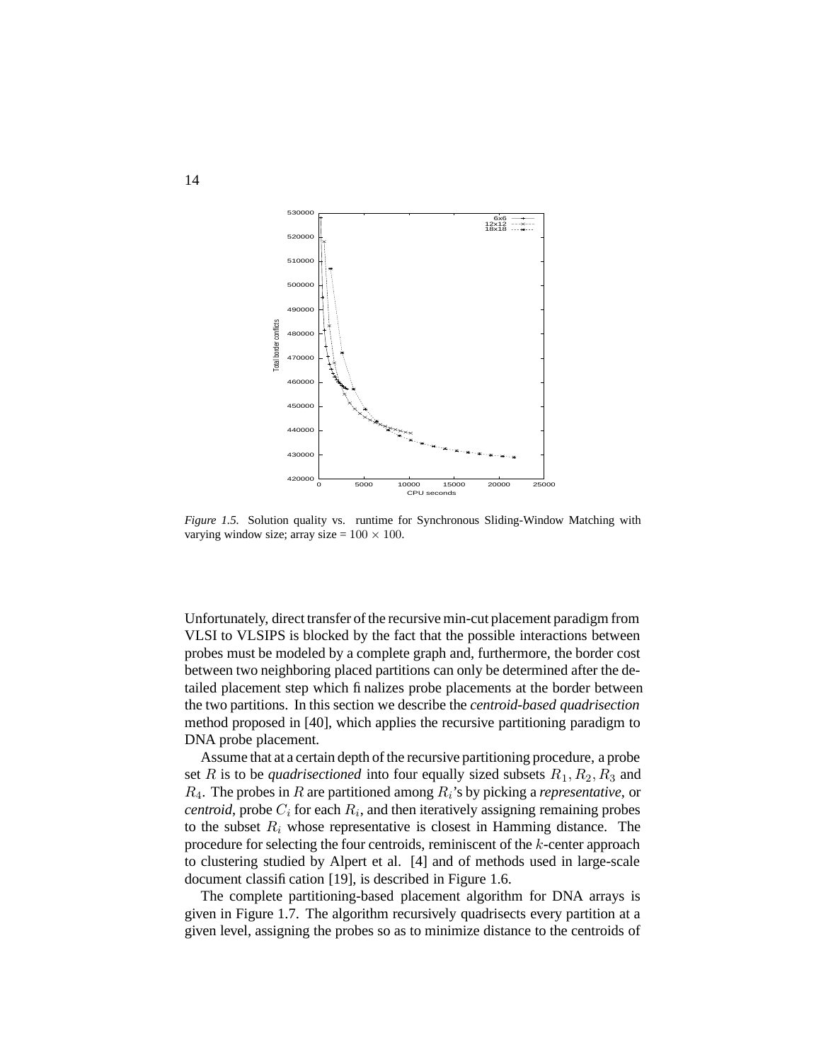*Figure 1.5.* Solution quality vs. runtime for Synchronous Sliding-Window Matching with varying window size; array size = $100 \times 100$.

Unfortunately, direct transfer of the recursive min-cut placement paradigm from VLSI to VLSIPS is blocked by the fact that the possible interactions between probes must be modeled by a complete graph and, furthermore, the border cost between two neighboring placed partitions can only be determined after the detailed placement step which finalizes probe placements at the border between the two partitions. In this section we describe the *centroid-based quadrisection* method proposed in [40], which applies the recursive partitioning paradigm to DNA probe placement.

Assume that at a certain depth of the recursive partitioning procedure, a probe set $R$ is to be *quadrisectioned* into four equally sized subsets $R_1, R_2, R_3$ and $R_4$. The probes in $R$ are partitioned among $R_i$'s by picking a *representative*, or *centroid*, probe $C_i$ for each $R_i$, and then iteratively assigning remaining probes to the subset $R_i$ whose representative is closest in Hamming distance. The procedure for selecting the four centroids, reminiscent of the $k$-center approach to clustering studied by Alpert et al. [4] and of methods used in large-scale document classification [19], is described in Figure 1.6.

The complete partitioning-based placement algorithm for DNA arrays is given in Figure 1.7. The algorithm recursively quadrisects every partition at a given level, assigning the probes so as to minimize distance to the centroids of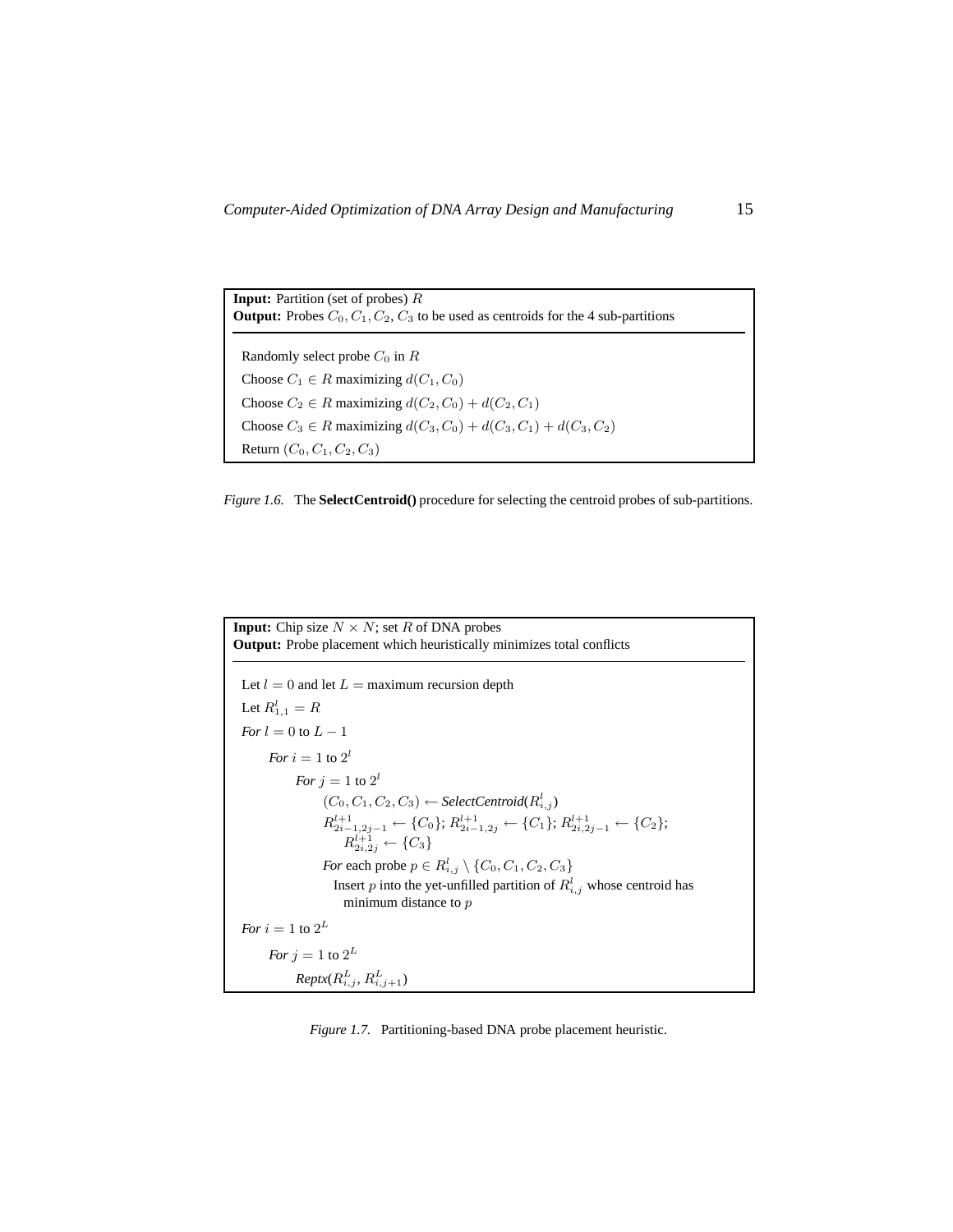**Input:** Partition (set of probes) $R$
**Output:** Probes $C_0, C_1, C_2, C_3$ to be used as centroids for the 4 sub-partitions

```
Randomly select probe C_0 in R
Choose C_1 ∈ R maximizing d(C_1, C_0)
Choose C_2 ∈ R maximizing d(C_2, C_0) + d(C_2, C_1)
Choose C_3 ∈ R maximizing d(C_3, C_0) + d(C_3, C_1) + d(C_3, C_2)
Return (C_0, C_1, C_2, C_3)
```

*Figure 1.6.* The **SelectCentroid()** procedure for selecting the centroid probes of sub-partitions.

**Input:** Chip size $N \times N$; set $R$ of DNA probes
**Output:** Probe placement which heuristically minimizes total conflicts

```
Let l = 0 and let L = maximum recursion depth
Let R^l_{1,1} = R
For l = 0 to L − 1
    For i = 1 to 2^l
        For j = 1 to 2^l
            (C_0, C_1, C_2, C_3) ← SelectCentroid(R^l_{i,j})
            R^{l+1}_{2i−1,2j−1} ← {C_0}; R^{l+1}_{2i−1,2j} ← {C_1}; R^{l+1}_{2i,2j−1} ← {C_2};
                R^{l+1}_{2i,2j} ← {C_3}
            For each probe p ∈ R^l_{i,j} \ {C_0, C_1, C_2, C_3}
                Insert p into the yet-unfilled partition of R^l_{i,j} whose centroid has
                  minimum distance to p
For i = 1 to 2^L
    For j = 1 to 2^L
        Reptx(R^L_{i,j}, R^L_{i,j+1})
```

*Figure 1.7.* Partitioning-based DNA probe placement heuristic.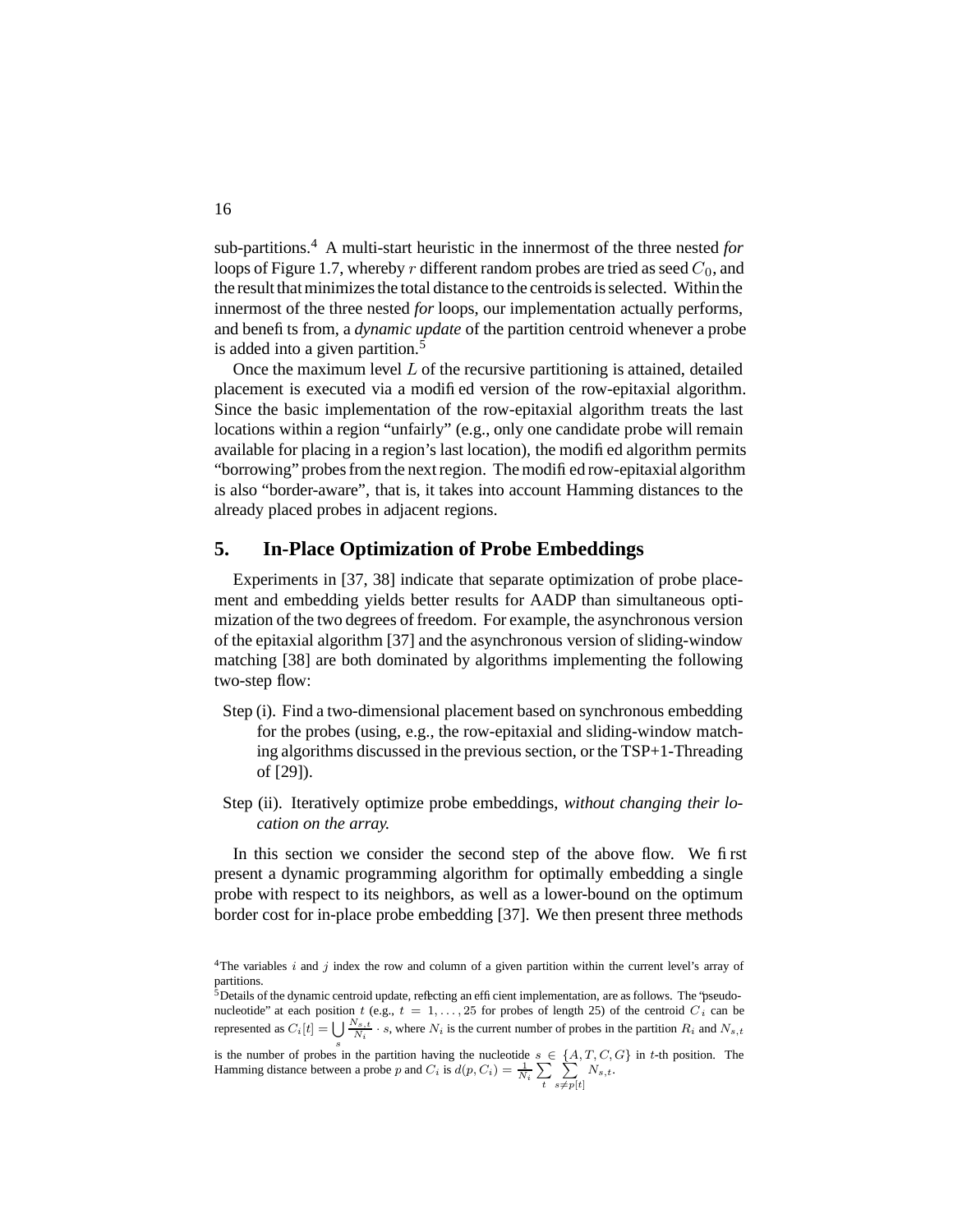sub-partitions.[4] A multi-start heuristic in the innermost of the three nested *for* loops of Figure 1.7, whereby $r$ different random probes are tried as seed $C_0$, and the result that minimizes the total distance to the centroids is selected. Within the innermost of the three nested *for* loops, our implementation actually performs, and benefits from, a *dynamic update* of the partition centroid whenever a probe is added into a given partition.[5]

Once the maximum level $L$ of the recursive partitioning is attained, detailed placement is executed via a modified version of the row-epitaxial algorithm. Since the basic implementation of the row-epitaxial algorithm treats the last locations within a region "unfairly" (e.g., only one candidate probe will remain available for placing in a region's last location), the modified algorithm permits "borrowing" probes from the next region. The modified row-epitaxial algorithm is also "border-aware", that is, it takes into account Hamming distances to the already placed probes in adjacent regions.

## 5. In-Place Optimization of Probe Embeddings

Experiments in [37, 38] indicate that separate optimization of probe placement and embedding yields better results for AADP than simultaneous optimization of the two degrees of freedom. For example, the asynchronous version of the epitaxial algorithm [37] and the asynchronous version of sliding-window matching [38] are both dominated by algorithms implementing the following two-step flow:

- Step (i). Find a two-dimensional placement based on synchronous embedding for the probes (using, e.g., the row-epitaxial and sliding-window matching algorithms discussed in the previous section, or the TSP+1-Threading of [29]).
- Step (ii). Iteratively optimize probe embeddings, *without changing their location on the array.*

In this section we consider the second step of the above flow. We first present a dynamic programming algorithm for optimally embedding a single probe with respect to its neighbors, as well as a lower-bound on the optimum border cost for in-place probe embedding [37]. We then present three methods

[4] The variables $i$ and $j$ index the row and column of a given partition within the current level's array of partitions.

[5] Details of the dynamic centroid update, reflecting an efficient implementation, are as follows. The "pseudo-nucleotide" at each position $t$ (e.g., $t = 1, \ldots, 25$ for probes of length 25) of the centroid $C_i$ can be represented as $C_i[t] = \bigcup_s \frac{N_{s,t}}{N_i} \cdot s$, where $N_i$ is the current number of probes in the partition $R_i$ and $N_{s,t}$ is the number of probes in the partition having the nucleotide $s \in \{A, T, C, G\}$ in $t$-th position. The Hamming distance between a probe $p$ and $C_i$ is $d(p, C_i) = \frac{1}{N_i} \sum_t \sum_{s \neq p[t]} N_{s,t}$.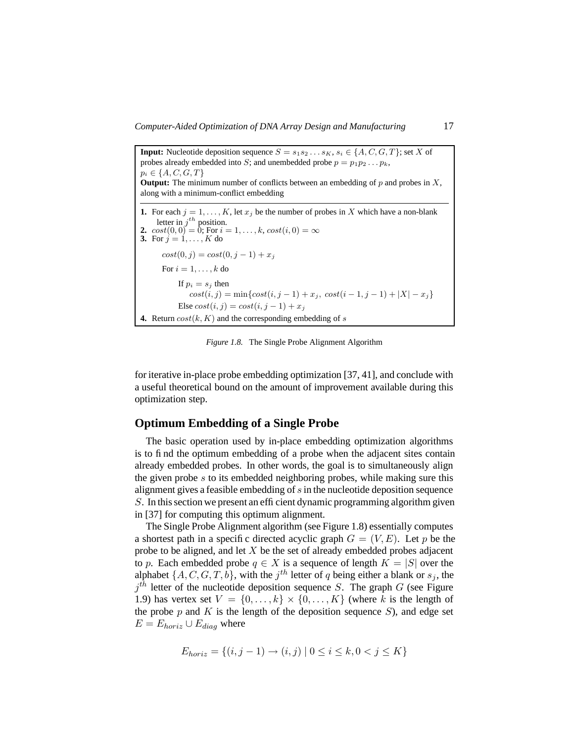**Input:** Nucleotide deposition sequence $S = s_1 s_2 \ldots s_K$, $s_i \in \{A, C, G, T\}$; set $X$ of probes already embedded into $S$; and unembedded probe $p = p_1 p_2 \ldots p_k$, $p_i \in \{A, C, G, T\}$

**Output:** The minimum number of conflicts between an embedding of $p$ and probes in $X$, along with a minimum-conflict embedding

---

**1.** For each $j = 1, \ldots, K$, let $x_j$ be the number of probes in $X$ which have a non-blank letter in $j^{th}$ position.

**2.** $cost(0, 0) = 0$; For $i = 1, \ldots, k$, $cost(i, 0) = \infty$

**3.** For $j = 1, \ldots, K$ do

$cost(0, j) = cost(0, j - 1) + x_j$

For $i = 1, \ldots, k$ do

If $p_i = s_j$ then

$cost(i, j) = \min\{cost(i, j - 1) + x_j,\ cost(i - 1, j - 1) + |X| - x_j\}$

Else $cost(i, j) = cost(i, j - 1) + x_j$

**4.** Return $cost(k, K)$ and the corresponding embedding of $s$

*Figure 1.8.* The Single Probe Alignment Algorithm

for iterative in-place probe embedding optimization [37, 41], and conclude with a useful theoretical bound on the amount of improvement available during this optimization step.

## Optimum Embedding of a Single Probe

The basic operation used by in-place embedding optimization algorithms is to find the optimum embedding of a probe when the adjacent sites contain already embedded probes. In other words, the goal is to simultaneously align the given probe $s$ to its embedded neighboring probes, while making sure this alignment gives a feasible embedding of $s$ in the nucleotide deposition sequence $S$. In this section we present an efficient dynamic programming algorithm given in [37] for computing this optimum alignment.

The Single Probe Alignment algorithm (see Figure 1.8) essentially computes a shortest path in a specific directed acyclic graph $G = (V, E)$. Let $p$ be the probe to be aligned, and let $X$ be the set of already embedded probes adjacent to $p$. Each embedded probe $q \in X$ is a sequence of length $K = |S|$ over the alphabet $\{A, C, G, T, b\}$, with the $j^{th}$ letter of $q$ being either a blank or $s_j$, the $j^{th}$ letter of the nucleotide deposition sequence $S$. The graph $G$ (see Figure 1.9) has vertex set $V = \{0, \ldots, k\} \times \{0, \ldots, K\}$ (where $k$ is the length of the probe $p$ and $K$ is the length of the deposition sequence $S$), and edge set $E = E_{horiz} \cup E_{diag}$ where

$$E_{horiz} = \{(i, j - 1) \rightarrow (i, j) \mid 0 \leq i \leq k, 0 < j \leq K\}$$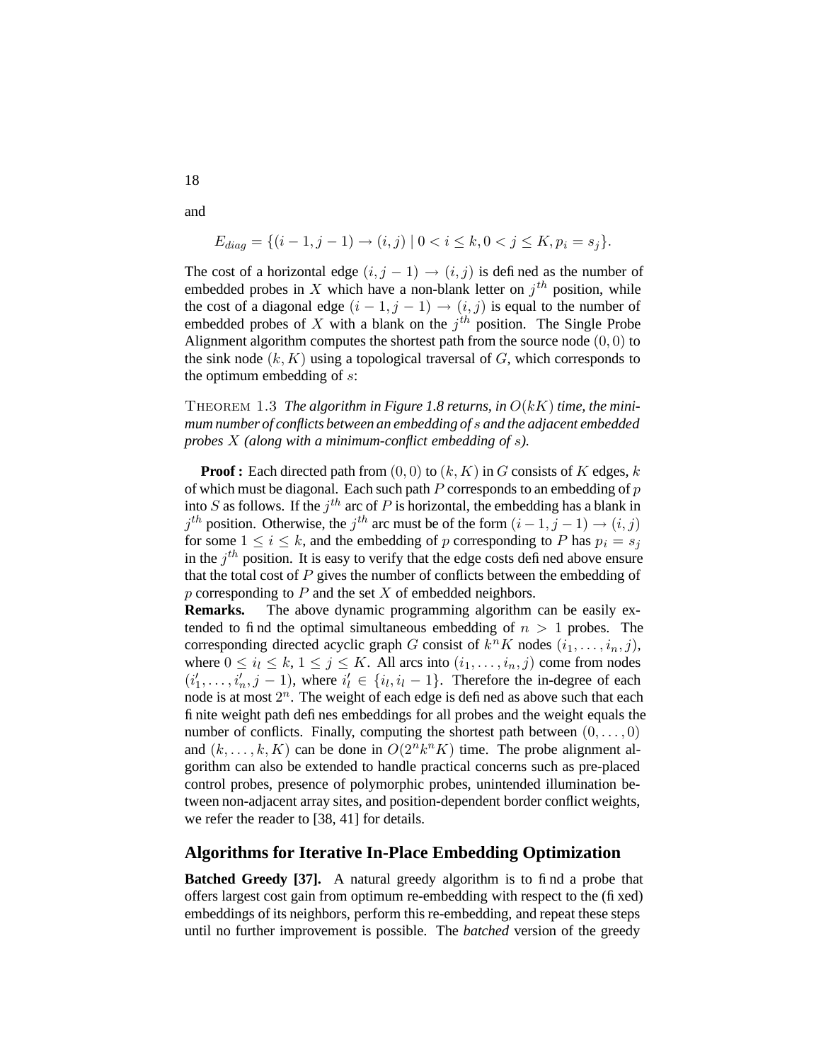and

$$E_{diag} = \{(i-1, j-1) \rightarrow (i, j) \mid 0 < i \leq k, 0 < j \leq K, p_i = s_j\}.$$

The cost of a horizontal edge $(i, j-1) \rightarrow (i, j)$ is defined as the number of embedded probes in $X$ which have a non-blank letter on $j^{th}$ position, while the cost of a diagonal edge $(i-1, j-1) \rightarrow (i, j)$ is equal to the number of embedded probes of $X$ with a blank on the $j^{th}$ position. The Single Probe Alignment algorithm computes the shortest path from the source node $(0, 0)$ to the sink node $(k, K)$ using a topological traversal of $G$, which corresponds to the optimum embedding of $s$:

THEOREM 1.3 *The algorithm in Figure 1.8 returns, in $O(kK)$ time, the minimum number of conflicts between an embedding of $s$ and the adjacent embedded probes $X$ (along with a minimum-conflict embedding of $s$).*

**Proof :** Each directed path from $(0, 0)$ to $(k, K)$ in $G$ consists of $K$ edges, $k$ of which must be diagonal. Each such path $P$ corresponds to an embedding of $p$ into $S$ as follows. If the $j^{th}$ arc of $P$ is horizontal, the embedding has a blank in $j^{th}$ position. Otherwise, the $j^{th}$ arc must be of the form $(i-1, j-1) \rightarrow (i, j)$ for some $1 \leq i \leq k$, and the embedding of $p$ corresponding to $P$ has $p_i = s_j$ in the $j^{th}$ position. It is easy to verify that the edge costs defined above ensure that the total cost of $P$ gives the number of conflicts between the embedding of $p$ corresponding to $P$ and the set $X$ of embedded neighbors.

**Remarks.** The above dynamic programming algorithm can be easily extended to find the optimal simultaneous embedding of $n > 1$ probes. The corresponding directed acyclic graph $G$ consist of $k^n K$ nodes $(i_1, \ldots, i_n, j)$, where $0 \leq i_l \leq k$, $1 \leq j \leq K$. All arcs into $(i_1, \ldots, i_n, j)$ come from nodes $(i'_1, \ldots, i'_n, j-1)$, where $i'_l \in \{i_l, i_l - 1\}$. Therefore the in-degree of each node is at most $2^n$. The weight of each edge is defined as above such that each finite weight path defines embeddings for all probes and the weight equals the number of conflicts. Finally, computing the shortest path between $(0, \ldots, 0)$ and $(k, \ldots, k, K)$ can be done in $O(2^n k^n K)$ time. The probe alignment algorithm can also be extended to handle practical concerns such as pre-placed control probes, presence of polymorphic probes, unintended illumination between non-adjacent array sites, and position-dependent border conflict weights, we refer the reader to [38, 41] for details.

## Algorithms for Iterative In-Place Embedding Optimization

**Batched Greedy [37].** A natural greedy algorithm is to find a probe that offers largest cost gain from optimum re-embedding with respect to the (fixed) embeddings of its neighbors, perform this re-embedding, and repeat these steps until no further improvement is possible. The *batched* version of the greedy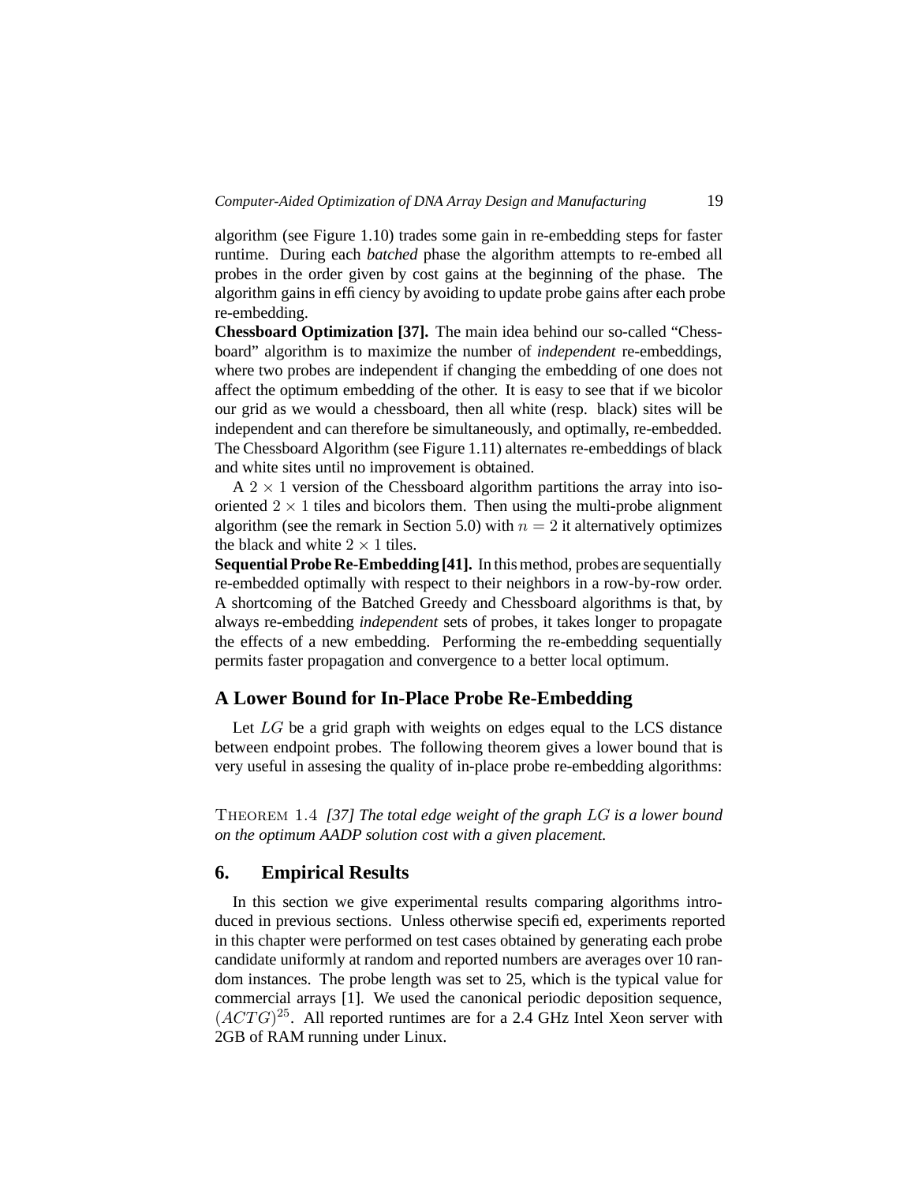algorithm (see Figure 1.10) trades some gain in re-embedding steps for faster runtime. During each *batched* phase the algorithm attempts to re-embed all probes in the order given by cost gains at the beginning of the phase. The algorithm gains in efficiency by avoiding to update probe gains after each probe re-embedding.

**Chessboard Optimization [37].** The main idea behind our so-called "Chessboard" algorithm is to maximize the number of *independent* re-embeddings, where two probes are independent if changing the embedding of one does not affect the optimum embedding of the other. It is easy to see that if we bicolor our grid as we would a chessboard, then all white (resp. black) sites will be independent and can therefore be simultaneously, and optimally, re-embedded. The Chessboard Algorithm (see Figure 1.11) alternates re-embeddings of black and white sites until no improvement is obtained.

A $2 \times 1$ version of the Chessboard algorithm partitions the array into iso-oriented $2 \times 1$ tiles and bicolors them. Then using the multi-probe alignment algorithm (see the remark in Section 5.0) with $n = 2$ it alternatively optimizes the black and white $2 \times 1$ tiles.

**Sequential Probe Re-Embedding [41].** In this method, probes are sequentially re-embedded optimally with respect to their neighbors in a row-by-row order. A shortcoming of the Batched Greedy and Chessboard algorithms is that, by always re-embedding *independent* sets of probes, it takes longer to propagate the effects of a new embedding. Performing the re-embedding sequentially permits faster propagation and convergence to a better local optimum.

### A Lower Bound for In-Place Probe Re-Embedding

Let $LG$ be a grid graph with weights on edges equal to the LCS distance between endpoint probes. The following theorem gives a lower bound that is very useful in assesing the quality of in-place probe re-embedding algorithms:

THEOREM 1.4 *[37] The total edge weight of the graph $LG$ is a lower bound on the optimum AADP solution cost with a given placement.*

## 6. Empirical Results

In this section we give experimental results comparing algorithms introduced in previous sections. Unless otherwise specified, experiments reported in this chapter were performed on test cases obtained by generating each probe candidate uniformly at random and reported numbers are averages over 10 random instances. The probe length was set to 25, which is the typical value for commercial arrays [1]. We used the canonical periodic deposition sequence, $(ACTG)^{25}$. All reported runtimes are for a 2.4 GHz Intel Xeon server with 2GB of RAM running under Linux.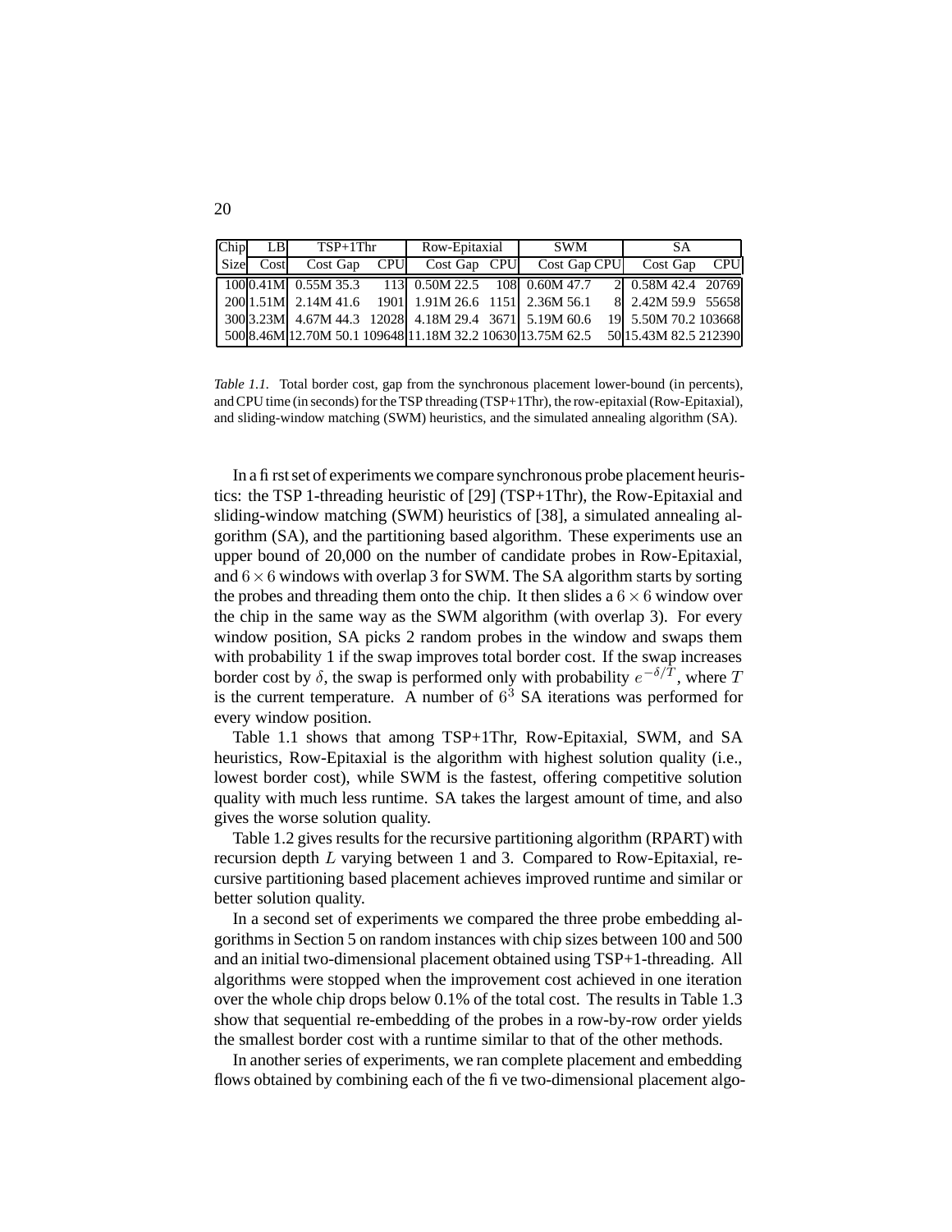| Chip | LB | TSP+1Thr | | | Row-Epitaxial | | | SWM | | | SA | | |
|---|---|---|---|---|---|---|---|---|---|---|---|---|---|
| Size | Cost | Cost | Gap | CPU | Cost | Gap | CPU | Cost | Gap | CPU | Cost | Gap | CPU |
| 100 | 0.41M | 0.55M | 35.3 | 113 | 0.50M | 22.5 | 108 | 0.60M | 47.7 | 2 | 0.58M | 42.4 | 20769 |
| 200 | 1.51M | 2.14M | 41.6 | 1901 | 1.91M | 26.6 | 1151 | 2.36M | 56.1 | 8 | 2.42M | 59.9 | 55658 |
| 300 | 3.23M | 4.67M | 44.3 | 12028 | 4.18M | 29.4 | 3671 | 5.19M | 60.6 | 19 | 5.50M | 70.2 | 103668 |
| 500 | 8.46M | 12.70M | 50.1 | 109648 | 11.18M | 32.2 | 10630 | 13.75M | 62.5 | 50 | 15.43M | 82.5 | 212390 |

*Table 1.1.* Total border cost, gap from the synchronous placement lower-bound (in percents), and CPU time (in seconds) for the TSP threading (TSP+1Thr), the row-epitaxial (Row-Epitaxial), and sliding-window matching (SWM) heuristics, and the simulated annealing algorithm (SA).

In a first set of experiments we compare synchronous probe placement heuristics: the TSP 1-threading heuristic of [29] (TSP+1Thr), the Row-Epitaxial and sliding-window matching (SWM) heuristics of [38], a simulated annealing algorithm (SA), and the partitioning based algorithm. These experiments use an upper bound of 20,000 on the number of candidate probes in Row-Epitaxial, and $6 \times 6$ windows with overlap 3 for SWM. The SA algorithm starts by sorting the probes and threading them onto the chip. It then slides a $6 \times 6$ window over the chip in the same way as the SWM algorithm (with overlap 3). For every window position, SA picks 2 random probes in the window and swaps them with probability 1 if the swap improves total border cost. If the swap increases border cost by $\delta$, the swap is performed only with probability $e^{-\delta/T}$, where $T$ is the current temperature. A number of $6^3$ SA iterations was performed for every window position.

Table 1.1 shows that among TSP+1Thr, Row-Epitaxial, SWM, and SA heuristics, Row-Epitaxial is the algorithm with highest solution quality (i.e., lowest border cost), while SWM is the fastest, offering competitive solution quality with much less runtime. SA takes the largest amount of time, and also gives the worse solution quality.

Table 1.2 gives results for the recursive partitioning algorithm (RPART) with recursion depth $L$ varying between 1 and 3. Compared to Row-Epitaxial, recursive partitioning based placement achieves improved runtime and similar or better solution quality.

In a second set of experiments we compared the three probe embedding algorithms in Section 5 on random instances with chip sizes between 100 and 500 and an initial two-dimensional placement obtained using TSP+1-threading. All algorithms were stopped when the improvement cost achieved in one iteration over the whole chip drops below 0.1% of the total cost. The results in Table 1.3 show that sequential re-embedding of the probes in a row-by-row order yields the smallest border cost with a runtime similar to that of the other methods.

In another series of experiments, we ran complete placement and embedding flows obtained by combining each of the five two-dimensional placement algo-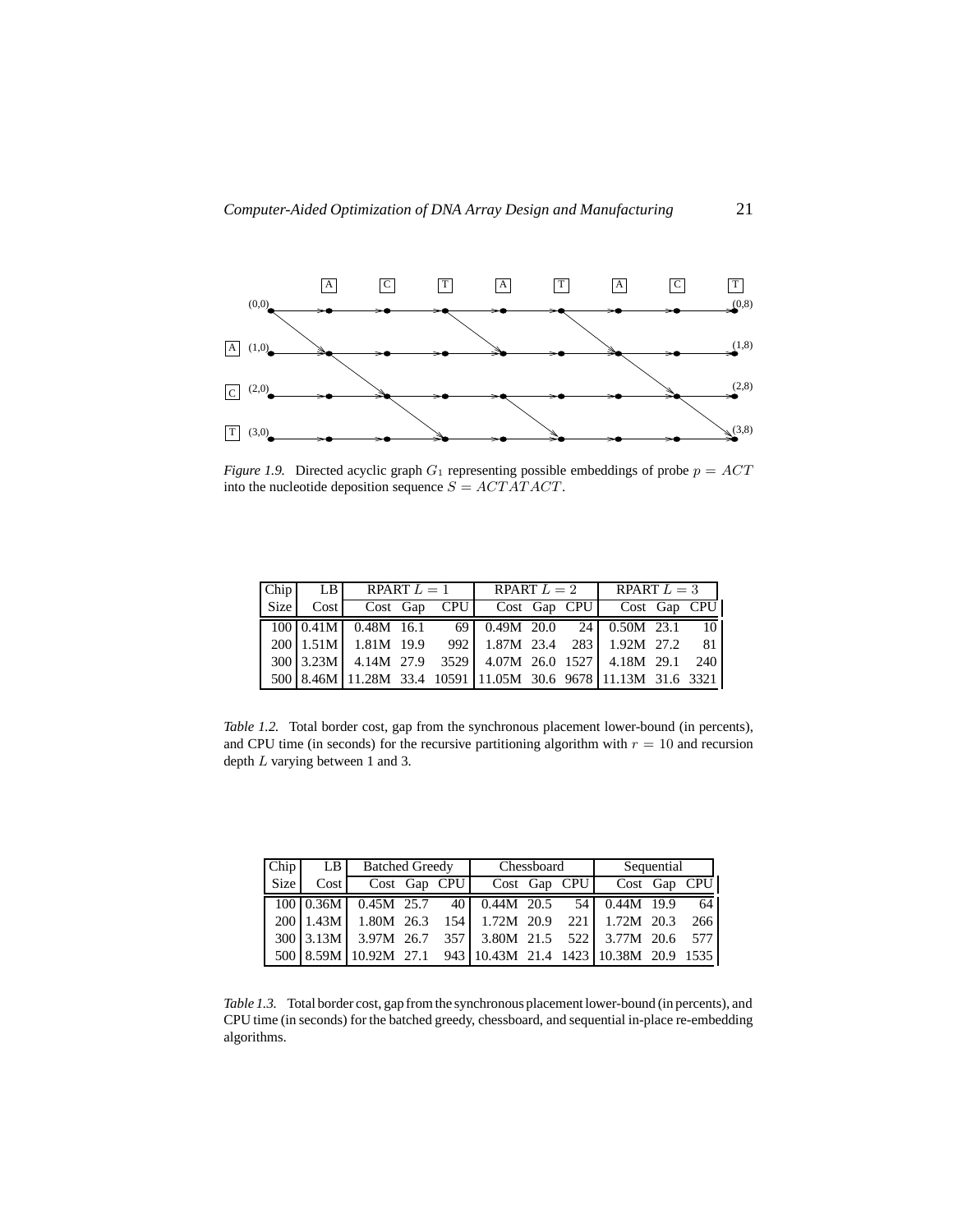*Figure 1.9.* Directed acyclic graph $G_1$ representing possible embeddings of probe $p = ACT$ into the nucleotide deposition sequence $S = ACTATACT$.

| Chip | LB | RPART $L = 1$ | | | RPART $L = 2$ | | | RPART $L = 3$ | | |
|---|---|---|---|---|---|---|---|---|---|---|
| Size | Cost | Cost | Gap | CPU | Cost | Gap | CPU | Cost | Gap | CPU |
| 100 | 0.41M | 0.48M | 16.1 | 69 | 0.49M | 20.0 | 24 | 0.50M | 23.1 | 10 |
| 200 | 1.51M | 1.81M | 19.9 | 992 | 1.87M | 23.4 | 283 | 1.92M | 27.2 | 81 |
| 300 | 3.23M | 4.14M | 27.9 | 3529 | 4.07M | 26.0 | 1527 | 4.18M | 29.1 | 240 |
| 500 | 8.46M | 11.28M | 33.4 | 10591 | 11.05M | 30.6 | 9678 | 11.13M | 31.6 | 3321 |

*Table 1.2.* Total border cost, gap from the synchronous placement lower-bound (in percents), and CPU time (in seconds) for the recursive partitioning algorithm with $r = 10$ and recursion depth $L$ varying between 1 and 3.

| Chip | LB | Batched Greedy | | | Chessboard | | | Sequential | | |
|---|---|---|---|---|---|---|---|---|---|---|
| Size | Cost | Cost | Gap | CPU | Cost | Gap | CPU | Cost | Gap | CPU |
| 100 | 0.36M | 0.45M | 25.7 | 40 | 0.44M | 20.5 | 54 | 0.44M | 19.9 | 64 |
| 200 | 1.43M | 1.80M | 26.3 | 154 | 1.72M | 20.9 | 221 | 1.72M | 20.3 | 266 |
| 300 | 3.13M | 3.97M | 26.7 | 357 | 3.80M | 21.5 | 522 | 3.77M | 20.6 | 577 |
| 500 | 8.59M | 10.92M | 27.1 | 943 | 10.43M | 21.4 | 1423 | 10.38M | 20.9 | 1535 |

*Table 1.3.* Total border cost, gap from the synchronous placement lower-bound (in percents), and CPU time (in seconds) for the batched greedy, chessboard, and sequential in-place re-embedding algorithms.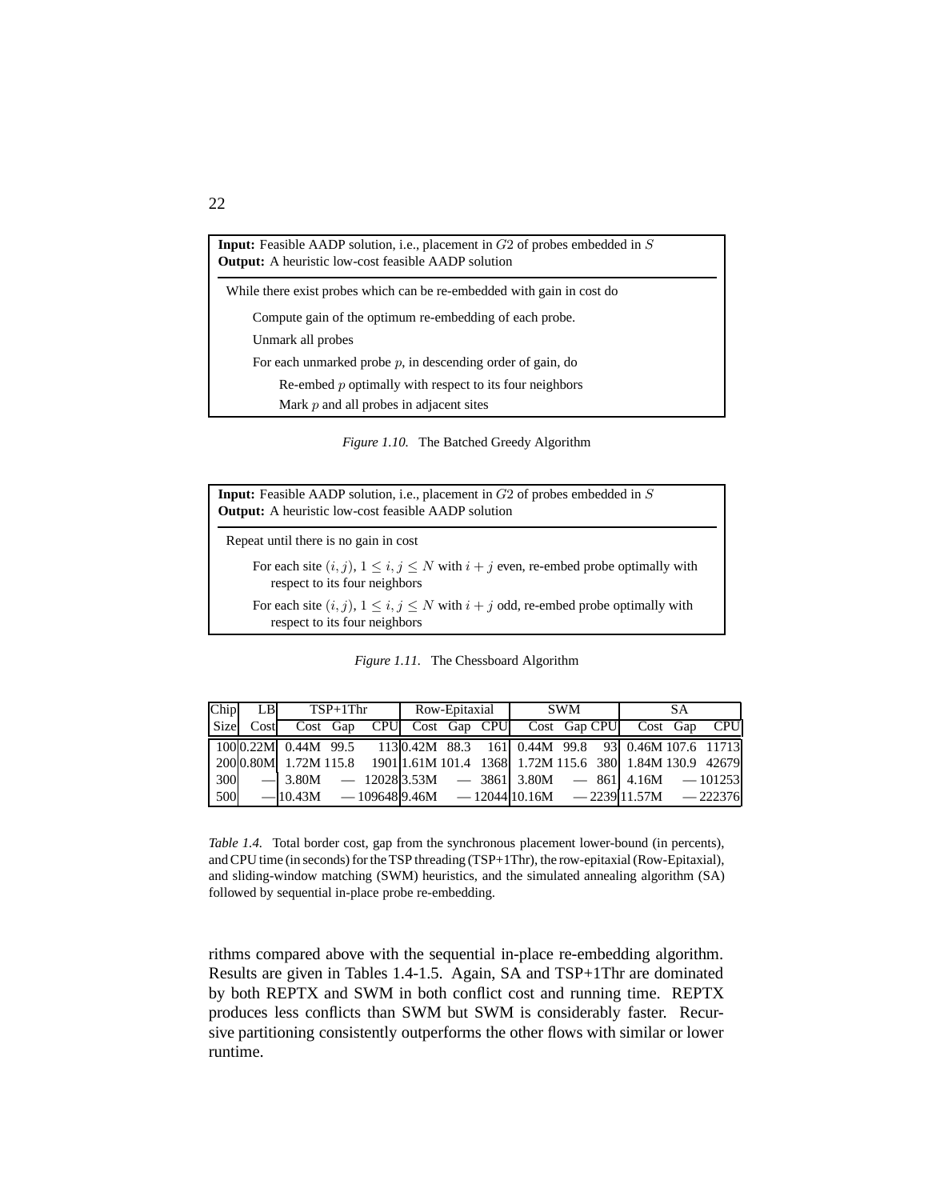**Input:** Feasible AADP solution, i.e., placement in $G2$ of probes embedded in $S$
**Output:** A heuristic low-cost feasible AADP solution

While there exist probes which can be re-embedded with gain in cost do

- Compute gain of the optimum re-embedding of each probe.
- Unmark all probes
- For each unmarked probe $p$, in descending order of gain, do
  - Re-embed $p$ optimally with respect to its four neighbors
  - Mark $p$ and all probes in adjacent sites

*Figure 1.10.* The Batched Greedy Algorithm

**Input:** Feasible AADP solution, i.e., placement in $G2$ of probes embedded in $S$
**Output:** A heuristic low-cost feasible AADP solution

Repeat until there is no gain in cost

- For each site $(i, j)$, $1 \leq i, j \leq N$ with $i + j$ even, re-embed probe optimally with respect to its four neighbors
- For each site $(i, j)$, $1 \leq i, j \leq N$ with $i + j$ odd, re-embed probe optimally with respect to its four neighbors

*Figure 1.11.* The Chessboard Algorithm

| Chip | LB | TSP+1Thr | | | Row-Epitaxial | | | SWM | | | SA | | |
|---|---|---|---|---|---|---|---|---|---|---|---|---|---|
| Size | Cost | Cost | Gap | CPU | Cost | Gap | CPU | Cost | Gap | CPU | Cost | Gap | CPU |
| 100 | 0.22M | 0.44M | 99.5 | 113 | 0.42M | 88.3 | 161 | 0.44M | 99.8 | 93 | 0.46M | 107.6 | 11713 |
| 200 | 0.80M | 1.72M | 115.8 | 1901 | 1.61M | 101.4 | 1368 | 1.72M | 115.6 | 380 | 1.84M | 130.9 | 42679 |
| 300 | — | 3.80M | — | 12028 | 3.53M | — | 3861 | 3.80M | — | 861 | 4.16M | — | 101253 |
| 500 | — | 10.43M | — | 109648 | 9.46M | — | 12044 | 10.16M | — | 2239 | 11.57M | — | 222376 |

*Table 1.4.* Total border cost, gap from the synchronous placement lower-bound (in percents), and CPU time (in seconds) for the TSP threading (TSP+1Thr), the row-epitaxial (Row-Epitaxial), and sliding-window matching (SWM) heuristics, and the simulated annealing algorithm (SA) followed by sequential in-place probe re-embedding.

rithms compared above with the sequential in-place re-embedding algorithm. Results are given in Tables 1.4-1.5. Again, SA and TSP+1Thr are dominated by both REPTX and SWM in both conflict cost and running time. REPTX produces less conflicts than SWM but SWM is considerably faster. Recursive partitioning consistently outperforms the other flows with similar or lower runtime.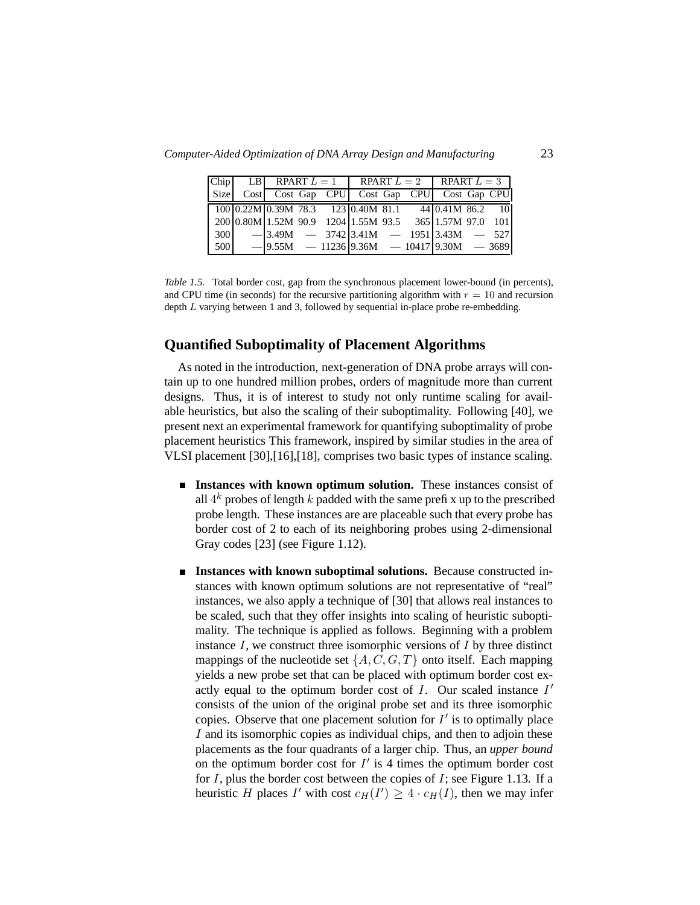| Chip | LB | RPART $L = 1$ | | | RPART $L = 2$ | | | RPART $L = 3$ | | |
|---|---|---|---|---|---|---|---|---|---|---|
| Size | Cost | Cost | Gap | CPU | Cost | Gap | CPU | Cost | Gap | CPU |
| 100 | 0.22M | 0.39M | 78.3 | 123 | 0.40M | 81.1 | 44 | 0.41M | 86.2 | 10 |
| 200 | 0.80M | 1.52M | 90.9 | 1204 | 1.55M | 93.5 | 365 | 1.57M | 97.0 | 101 |
| 300 | — | 3.49M | — | 3742 | 3.41M | — | 1951 | 3.43M | — | 527 |
| 500 | — | 9.55M | — | 11236 | 9.36M | — | 10417 | 9.30M | — | 3689 |

*Table 1.5.* Total border cost, gap from the synchronous placement lower-bound (in percents), and CPU time (in seconds) for the recursive partitioning algorithm with $r = 10$ and recursion depth $L$ varying between 1 and 3, followed by sequential in-place probe re-embedding.

## Quantified Suboptimality of Placement Algorithms

As noted in the introduction, next-generation of DNA probe arrays will contain up to one hundred million probes, orders of magnitude more than current designs. Thus, it is of interest to study not only runtime scaling for available heuristics, but also the scaling of their suboptimality. Following [40], we present next an experimental framework for quantifying suboptimality of probe placement heuristics This framework, inspired by similar studies in the area of VLSI placement [30],[16],[18], comprises two basic types of instance scaling.

- **Instances with known optimum solution.** These instances consist of all $4^k$ probes of length $k$ padded with the same prefi x up to the prescribed probe length. These instances are are placeable such that every probe has border cost of 2 to each of its neighboring probes using 2-dimensional Gray codes [23] (see Figure 1.12).

- **Instances with known suboptimal solutions.** Because constructed instances with known optimum solutions are not representative of "real" instances, we also apply a technique of [30] that allows real instances to be scaled, such that they offer insights into scaling of heuristic suboptimality. The technique is applied as follows. Beginning with a problem instance $I$, we construct three isomorphic versions of $I$ by three distinct mappings of the nucleotide set $\{A, C, G, T\}$ onto itself. Each mapping yields a new probe set that can be placed with optimum border cost exactly equal to the optimum border cost of $I$. Our scaled instance $I'$ consists of the union of the original probe set and its three isomorphic copies. Observe that one placement solution for $I'$ is to optimally place $I$ and its isomorphic copies as individual chips, and then to adjoin these placements as the four quadrants of a larger chip. Thus, an *upper bound* on the optimum border cost for $I'$ is 4 times the optimum border cost for $I$, plus the border cost between the copies of $I$; see Figure 1.13. If a heuristic $H$ places $I'$ with cost $c_H(I') \geq 4 \cdot c_H(I)$, then we may infer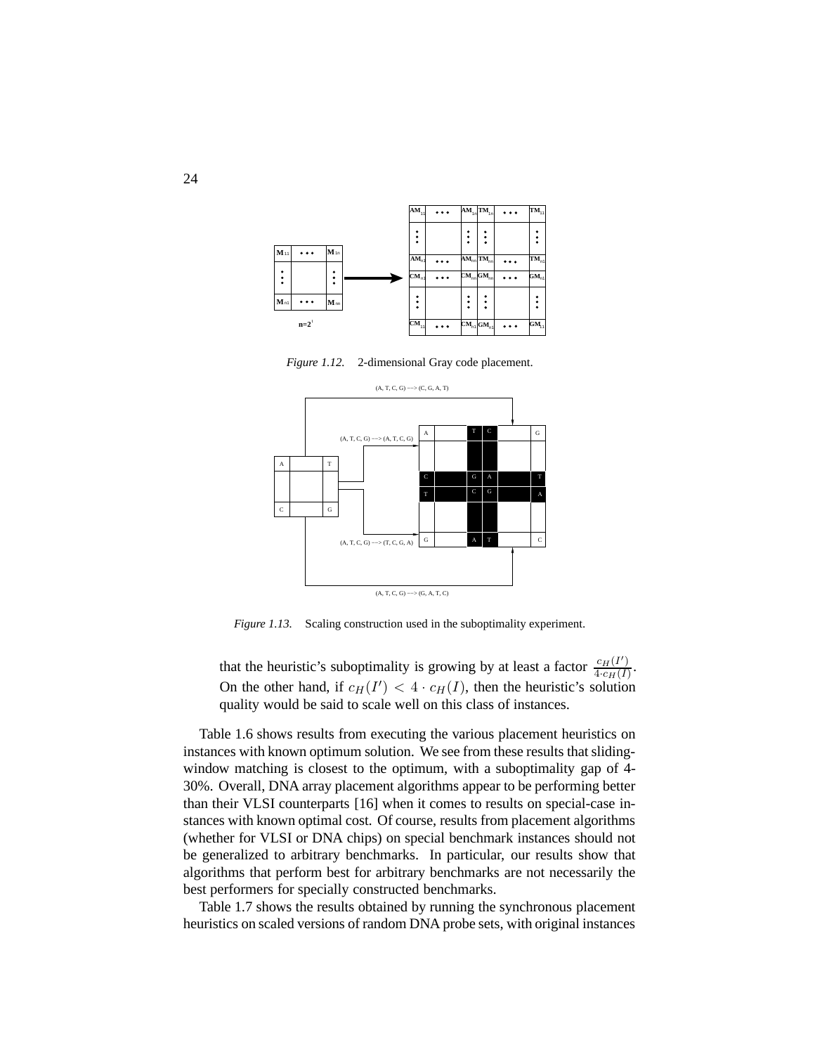*Figure 1.12.* 2-dimensional Gray code placement.

*Figure 1.13.* Scaling construction used in the suboptimality experiment.

that the heuristic's suboptimality is growing by at least a factor $\frac{c_H(I')}{4 \cdot c_H(I)}$. On the other hand, if $c_H(I') < 4 \cdot c_H(I)$, then the heuristic's solution quality would be said to scale well on this class of instances.

Table 1.6 shows results from executing the various placement heuristics on instances with known optimum solution. We see from these results that sliding-window matching is closest to the optimum, with a suboptimality gap of 4-30%. Overall, DNA array placement algorithms appear to be performing better than their VLSI counterparts [16] when it comes to results on special-case instances with known optimal cost. Of course, results from placement algorithms (whether for VLSI or DNA chips) on special benchmark instances should not be generalized to arbitrary benchmarks. In particular, our results show that algorithms that perform best for arbitrary benchmarks are not necessarily the best performers for specially constructed benchmarks.

Table 1.7 shows the results obtained by running the synchronous placement heuristics on scaled versions of random DNA probe sets, with original instances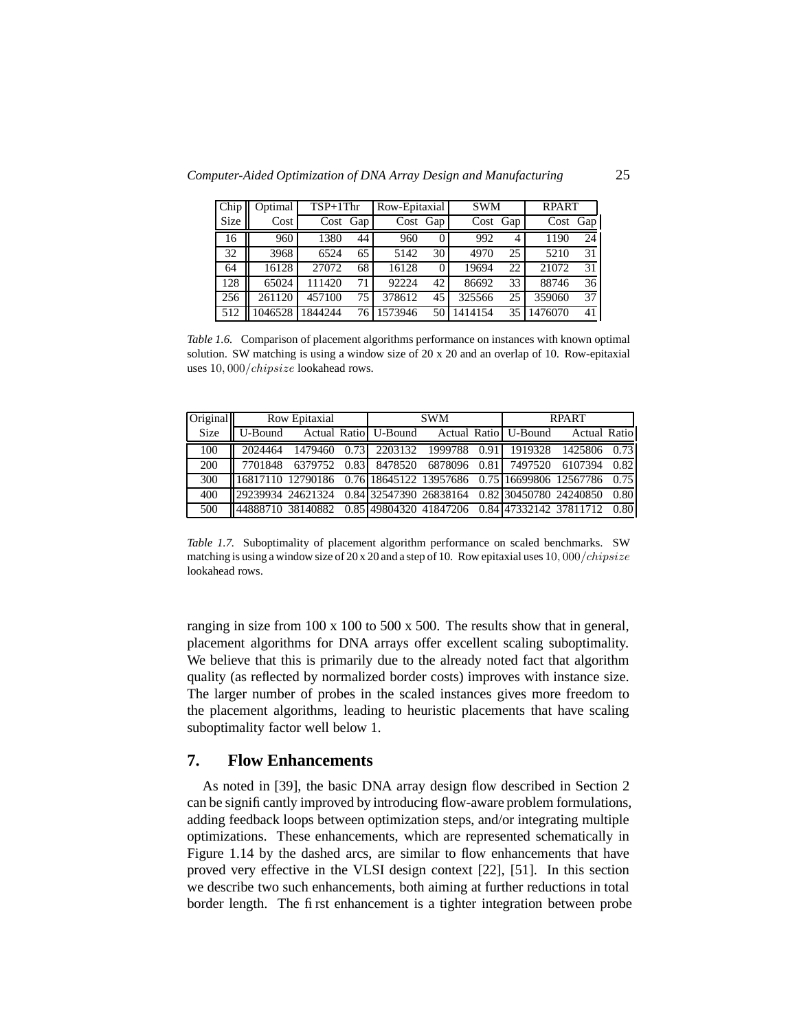| Chip Size | Optimal Cost | TSP+1Thr | | Row-Epitaxial | | SWM | | RPART | |
|---|---|---|---|---|---|---|---|---|---|
| | | Cost | Gap | Cost | Gap | Cost | Gap | Cost | Gap |
| 16 | 960 | 1380 | 44 | 960 | 0 | 992 | 4 | 1190 | 24 |
| 32 | 3968 | 6524 | 65 | 5142 | 30 | 4970 | 25 | 5210 | 31 |
| 64 | 16128 | 27072 | 68 | 16128 | 0 | 19694 | 22 | 21072 | 31 |
| 128 | 65024 | 111420 | 71 | 92224 | 42 | 86692 | 33 | 88746 | 36 |
| 256 | 261120 | 457100 | 75 | 378612 | 45 | 325566 | 25 | 359060 | 37 |
| 512 | 1046528 | 1844244 | 76 | 1573946 | 50 | 1414154 | 35 | 1476070 | 41 |

*Table 1.6.* Comparison of placement algorithms performance on instances with known optimal solution. SW matching is using a window size of 20 x 20 and an overlap of 10. Row-epitaxial uses $10,000/chipsize$ lookahead rows.

| Original Size | Row Epitaxial | | | SWM | | | RPART | | |
|---|---|---|---|---|---|---|---|---|---|
| | U-Bound | Actual | Ratio | U-Bound | Actual | Ratio | U-Bound | Actual | Ratio |
| 100 | 2024464 | 1479460 | 0.73 | 2203132 | 1999788 | 0.91 | 1919328 | 1425806 | 0.73 |
| 200 | 7701848 | 6379752 | 0.83 | 8478520 | 6878096 | 0.81 | 7497520 | 6107394 | 0.82 |
| 300 | 16817110 | 12790186 | 0.76 | 18645122 | 13957686 | 0.75 | 16699806 | 12567786 | 0.75 |
| 400 | 29239934 | 24621324 | 0.84 | 32547390 | 26838164 | 0.82 | 30450780 | 24240850 | 0.80 |
| 500 | 44888710 | 38140882 | 0.85 | 49804320 | 41847206 | 0.84 | 47332142 | 37811712 | 0.80 |

*Table 1.7.* Suboptimality of placement algorithm performance on scaled benchmarks. SW matching is using a window size of 20 x 20 and a step of 10. Row epitaxial uses $10,000/chipsize$ lookahead rows.

ranging in size from 100 x 100 to 500 x 500. The results show that in general, placement algorithms for DNA arrays offer excellent scaling suboptimality. We believe that this is primarily due to the already noted fact that algorithm quality (as reflected by normalized border costs) improves with instance size. The larger number of probes in the scaled instances gives more freedom to the placement algorithms, leading to heuristic placements that have scaling suboptimality factor well below 1.

## 7. Flow Enhancements

As noted in [39], the basic DNA array design flow described in Section 2 can be significantly improved by introducing flow-aware problem formulations, adding feedback loops between optimization steps, and/or integrating multiple optimizations. These enhancements, which are represented schematically in Figure 1.14 by the dashed arcs, are similar to flow enhancements that have proved very effective in the VLSI design context [22], [51]. In this section we describe two such enhancements, both aiming at further reductions in total border length. The first enhancement is a tighter integration between probe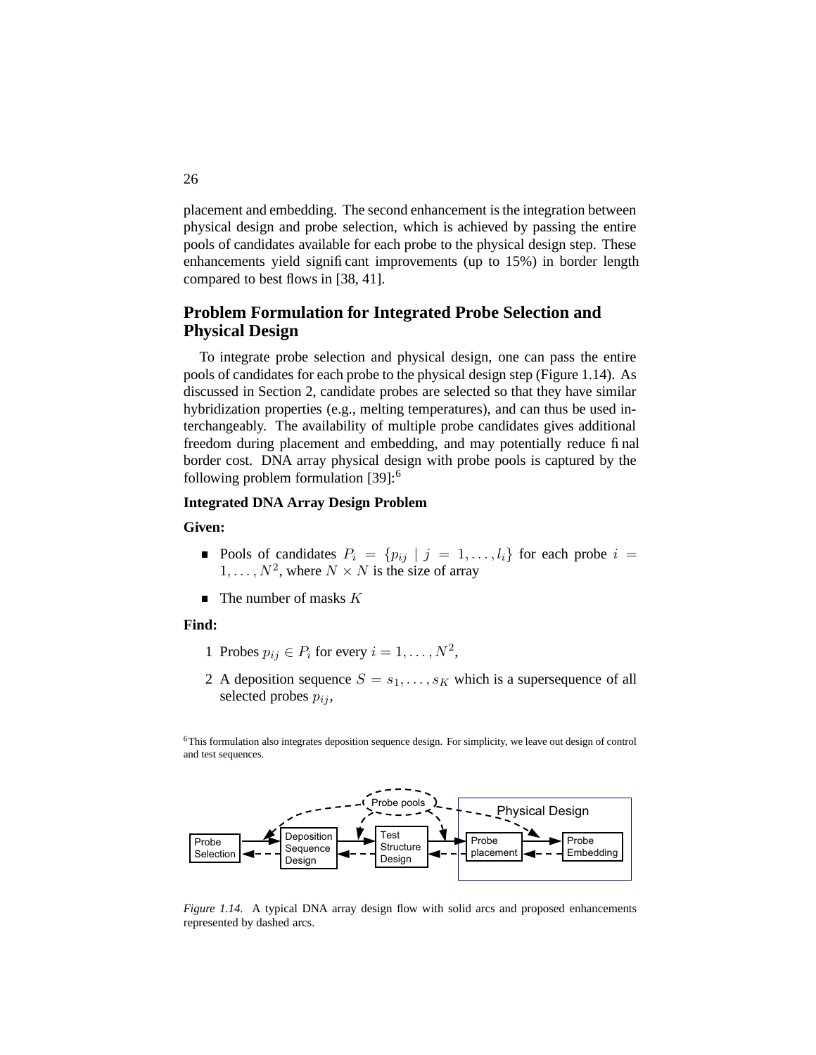placement and embedding. The second enhancement is the integration between physical design and probe selection, which is achieved by passing the entire pools of candidates available for each probe to the physical design step. These enhancements yield significant improvements (up to 15%) in border length compared to best flows in [38, 41].

## Problem Formulation for Integrated Probe Selection and Physical Design

To integrate probe selection and physical design, one can pass the entire pools of candidates for each probe to the physical design step (Figure 1.14). As discussed in Section 2, candidate probes are selected so that they have similar hybridization properties (e.g., melting temperatures), and can thus be used interchangeably. The availability of multiple probe candidates gives additional freedom during placement and embedding, and may potentially reduce final border cost. DNA array physical design with probe pools is captured by the following problem formulation [39]:[6]

**Integrated DNA Array Design Problem**

**Given:**

- Pools of candidates $P_i = \{p_{ij} \mid j = 1, \ldots, l_i\}$ for each probe $i = 1, \ldots, N^2$, where $N \times N$ is the size of array
- The number of masks $K$

**Find:**

1. Probes $p_{ij} \in P_i$ for every $i = 1, \ldots, N^2$,
2. A deposition sequence $S = s_1, \ldots, s_K$ which is a supersequence of all selected probes $p_{ij}$,

[6]This formulation also integrates deposition sequence design. For simplicity, we leave out design of control and test sequences.

*Figure 1.14.* A typical DNA array design flow with solid arcs and proposed enhancements represented by dashed arcs.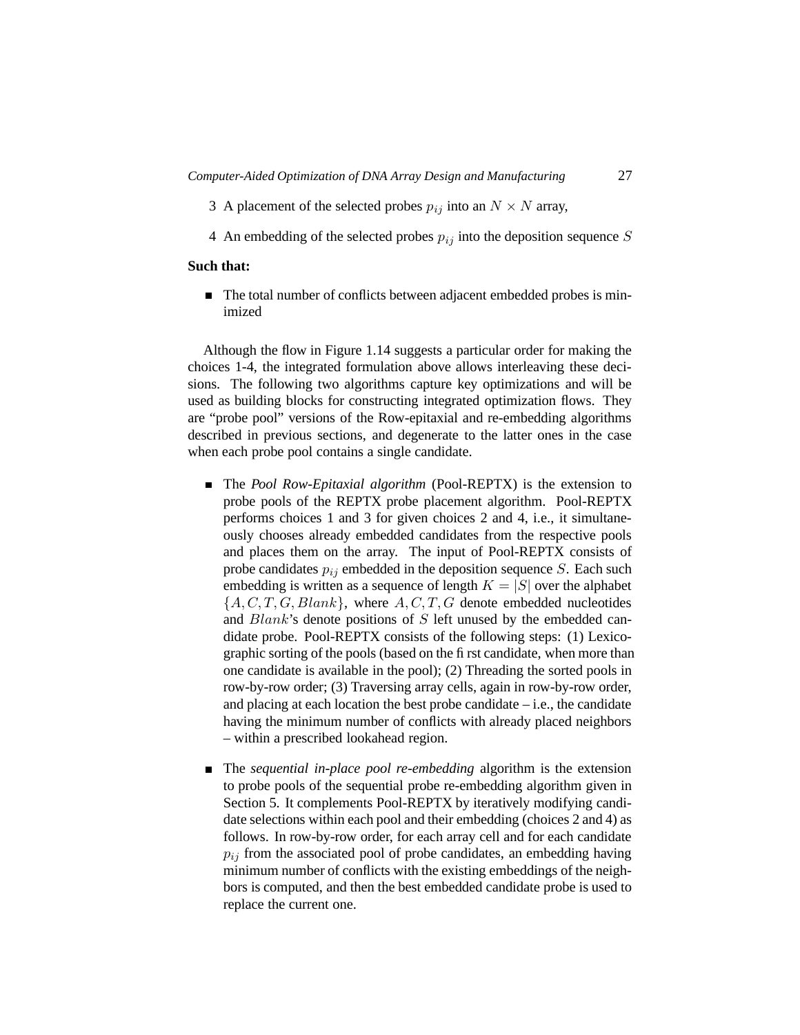3 A placement of the selected probes $p_{ij}$ into an $N \times N$ array,

4 An embedding of the selected probes $p_{ij}$ into the deposition sequence $S$

**Such that:**

- The total number of conflicts between adjacent embedded probes is minimized

Although the flow in Figure 1.14 suggests a particular order for making the choices 1-4, the integrated formulation above allows interleaving these decisions. The following two algorithms capture key optimizations and will be used as building blocks for constructing integrated optimization flows. They are "probe pool" versions of the Row-epitaxial and re-embedding algorithms described in previous sections, and degenerate to the latter ones in the case when each probe pool contains a single candidate.

- The *Pool Row-Epitaxial algorithm* (Pool-REPTX) is the extension to probe pools of the REPTX probe placement algorithm. Pool-REPTX performs choices 1 and 3 for given choices 2 and 4, i.e., it simultaneously chooses already embedded candidates from the respective pools and places them on the array. The input of Pool-REPTX consists of probe candidates $p_{ij}$ embedded in the deposition sequence $S$. Each such embedding is written as a sequence of length $K = |S|$ over the alphabet $\{A, C, T, G, Blank\}$, where $A, C, T, G$ denote embedded nucleotides and $Blank$'s denote positions of $S$ left unused by the embedded candidate probe. Pool-REPTX consists of the following steps: (1) Lexicographic sorting of the pools (based on the first candidate, when more than one candidate is available in the pool); (2) Threading the sorted pools in row-by-row order; (3) Traversing array cells, again in row-by-row order, and placing at each location the best probe candidate – i.e., the candidate having the minimum number of conflicts with already placed neighbors – within a prescribed lookahead region.

- The *sequential in-place pool re-embedding* algorithm is the extension to probe pools of the sequential probe re-embedding algorithm given in Section 5. It complements Pool-REPTX by iteratively modifying candidate selections within each pool and their embedding (choices 2 and 4) as follows. In row-by-row order, for each array cell and for each candidate $p_{ij}$ from the associated pool of probe candidates, an embedding having minimum number of conflicts with the existing embeddings of the neighbors is computed, and then the best embedded candidate probe is used to replace the current one.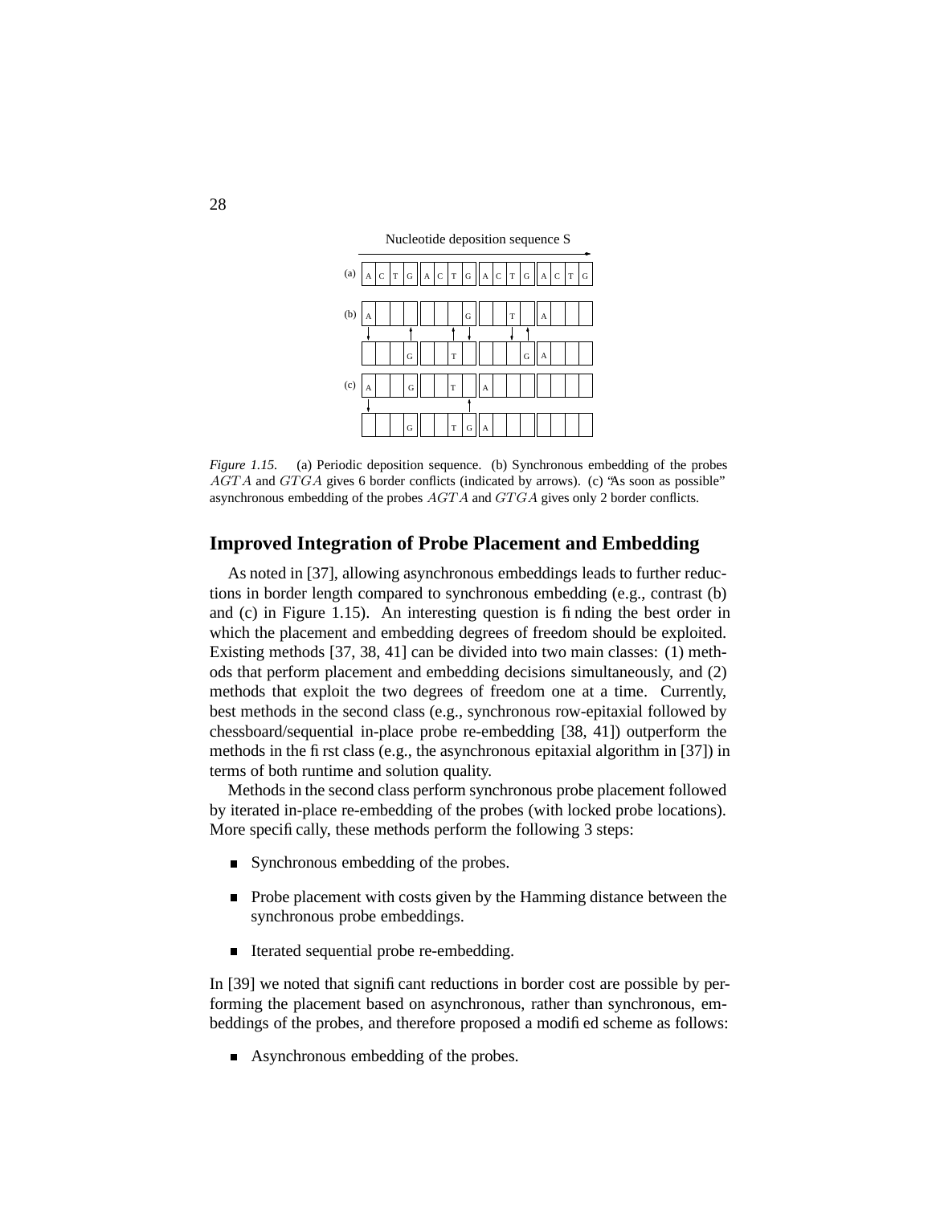Nucleotide deposition sequence S

| (a) | A | C | T | G | A | C | T | G | A | C | T | G | A | C | T | G |
|---|---|---|---|---|---|---|---|---|---|---|---|---|---|---|---|---|

*Figure 1.15.* (a) Periodic deposition sequence. (b) Synchronous embedding of the probes $AGTA$ and $GTGA$ gives 6 border conflicts (indicated by arrows). (c) "As soon as possible" asynchronous embedding of the probes $AGTA$ and $GTGA$ gives only 2 border conflicts.

## Improved Integration of Probe Placement and Embedding

As noted in [37], allowing asynchronous embeddings leads to further reductions in border length compared to synchronous embedding (e.g., contrast (b) and (c) in Figure 1.15). An interesting question is finding the best order in which the placement and embedding degrees of freedom should be exploited. Existing methods [37, 38, 41] can be divided into two main classes: (1) methods that perform placement and embedding decisions simultaneously, and (2) methods that exploit the two degrees of freedom one at a time. Currently, best methods in the second class (e.g., synchronous row-epitaxial followed by chessboard/sequential in-place probe re-embedding [38, 41]) outperform the methods in the first class (e.g., the asynchronous epitaxial algorithm in [37]) in terms of both runtime and solution quality.

Methods in the second class perform synchronous probe placement followed by iterated in-place re-embedding of the probes (with locked probe locations). More specifically, these methods perform the following 3 steps:

- Synchronous embedding of the probes.
- Probe placement with costs given by the Hamming distance between the synchronous probe embeddings.
- Iterated sequential probe re-embedding.

In [39] we noted that significant reductions in border cost are possible by performing the placement based on asynchronous, rather than synchronous, embeddings of the probes, and therefore proposed a modified scheme as follows:

- Asynchronous embedding of the probes.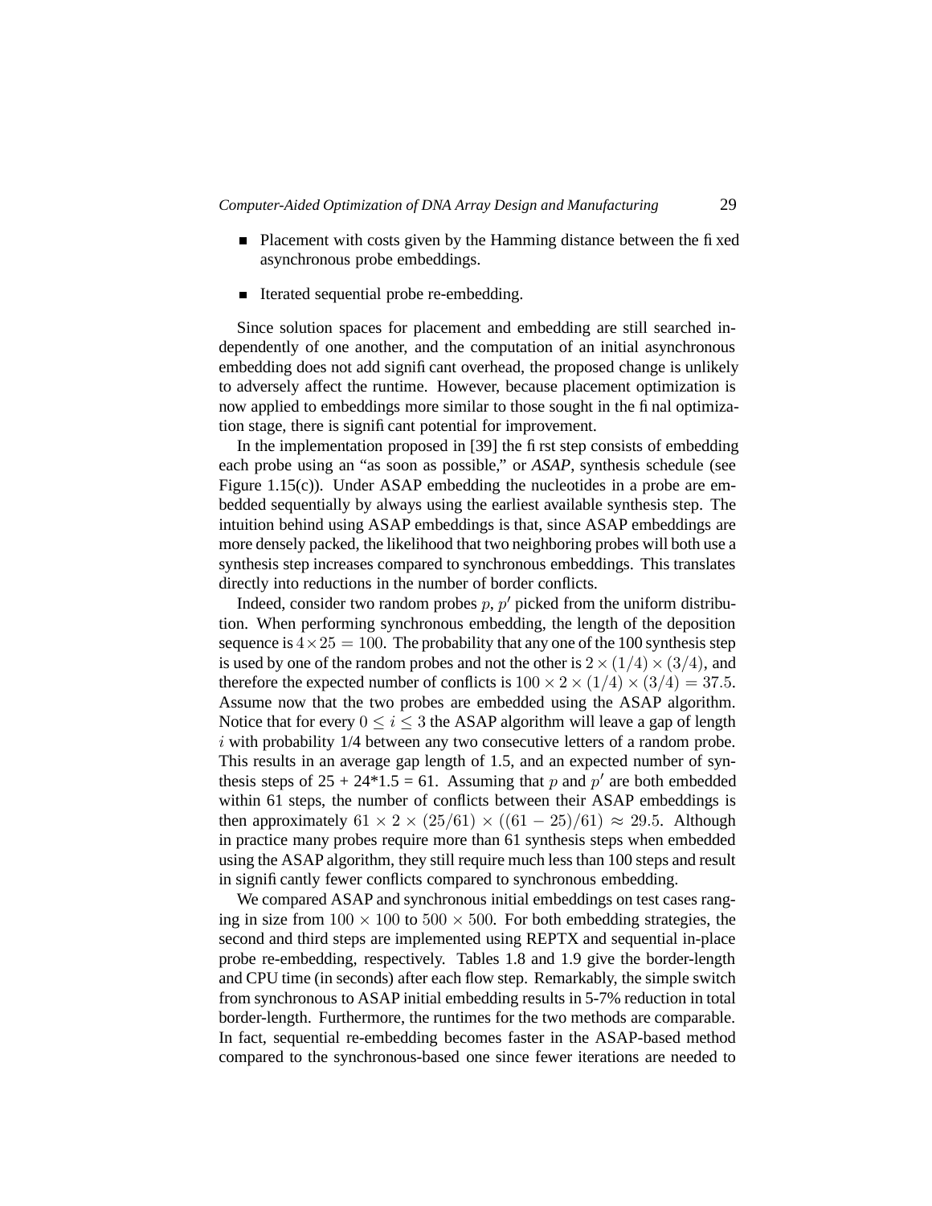- Placement with costs given by the Hamming distance between the fixed asynchronous probe embeddings.
- Iterated sequential probe re-embedding.

Since solution spaces for placement and embedding are still searched independently of one another, and the computation of an initial asynchronous embedding does not add significant overhead, the proposed change is unlikely to adversely affect the runtime. However, because placement optimization is now applied to embeddings more similar to those sought in the final optimization stage, there is significant potential for improvement.

In the implementation proposed in [39] the first step consists of embedding each probe using an "as soon as possible," or *ASAP*, synthesis schedule (see Figure 1.15(c)). Under ASAP embedding the nucleotides in a probe are embedded sequentially by always using the earliest available synthesis step. The intuition behind using ASAP embeddings is that, since ASAP embeddings are more densely packed, the likelihood that two neighboring probes will both use a synthesis step increases compared to synchronous embeddings. This translates directly into reductions in the number of border conflicts.

Indeed, consider two random probes $p$, $p'$ picked from the uniform distribution. When performing synchronous embedding, the length of the deposition sequence is $4 \times 25 = 100$. The probability that any one of the 100 synthesis step is used by one of the random probes and not the other is $2 \times (1/4) \times (3/4)$, and therefore the expected number of conflicts is $100 \times 2 \times (1/4) \times (3/4) = 37.5$. Assume now that the two probes are embedded using the ASAP algorithm. Notice that for every $0 \leq i \leq 3$ the ASAP algorithm will leave a gap of length $i$ with probability 1/4 between any two consecutive letters of a random probe. This results in an average gap length of 1.5, and an expected number of synthesis steps of 25 + 24*1.5 = 61. Assuming that $p$ and $p'$ are both embedded within 61 steps, the number of conflicts between their ASAP embeddings is then approximately $61 \times 2 \times (25/61) \times ((61 - 25)/61) \approx 29.5$. Although in practice many probes require more than 61 synthesis steps when embedded using the ASAP algorithm, they still require much less than 100 steps and result in significantly fewer conflicts compared to synchronous embedding.

We compared ASAP and synchronous initial embeddings on test cases ranging in size from $100 \times 100$ to $500 \times 500$. For both embedding strategies, the second and third steps are implemented using REPTX and sequential in-place probe re-embedding, respectively. Tables 1.8 and 1.9 give the border-length and CPU time (in seconds) after each flow step. Remarkably, the simple switch from synchronous to ASAP initial embedding results in 5-7% reduction in total border-length. Furthermore, the runtimes for the two methods are comparable. In fact, sequential re-embedding becomes faster in the ASAP-based method compared to the synchronous-based one since fewer iterations are needed to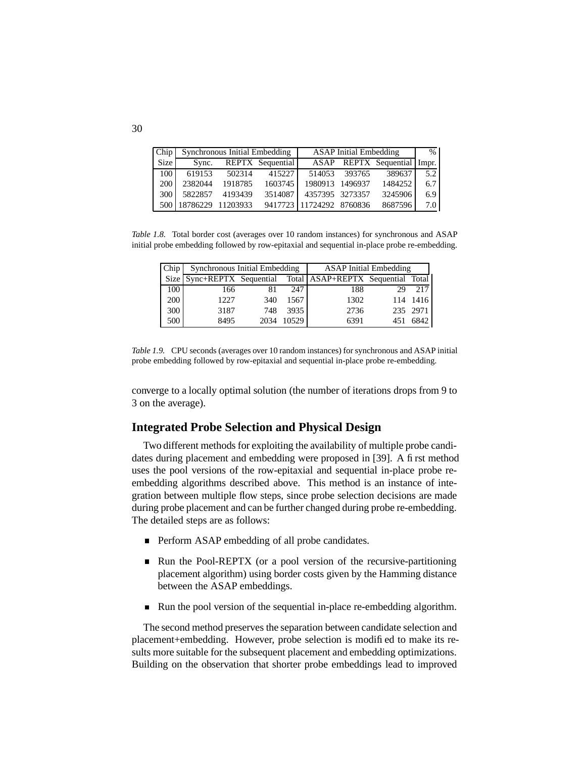| Chip | Synchronous Initial Embedding | | | ASAP Initial Embedding | | | % |
|---|---|---|---|---|---|---|---|
| Size | Sync. | REPTX | Sequential | ASAP | REPTX | Sequential | Impr. |
| 100 | 619153 | 502314 | 415227 | 514053 | 393765 | 389637 | 5.2 |
| 200 | 2382044 | 1918785 | 1603745 | 1980913 | 1496937 | 1484252 | 6.7 |
| 300 | 5822857 | 4193439 | 3514087 | 4357395 | 3273357 | 3245906 | 6.9 |
| 500 | 18786229 | 11203933 | 9417723 | 11724292 | 8760836 | 8687596 | 7.0 |

*Table 1.8.* Total border cost (averages over 10 random instances) for synchronous and ASAP initial probe embedding followed by row-epitaxial and sequential in-place probe re-embedding.

| Chip | Synchronous Initial Embedding | | | ASAP Initial Embedding | | |
|---|---|---|---|---|---|---|
| Size | Sync+REPTX | Sequential | Total | ASAP+REPTX | Sequential | Total |
| 100 | 166 | 81 | 247 | 188 | 29 | 217 |
| 200 | 1227 | 340 | 1567 | 1302 | 114 | 1416 |
| 300 | 3187 | 748 | 3935 | 2736 | 235 | 2971 |
| 500 | 8495 | 2034 | 10529 | 6391 | 451 | 6842 |

*Table 1.9.* CPU seconds (averages over 10 random instances) for synchronous and ASAP initial probe embedding followed by row-epitaxial and sequential in-place probe re-embedding.

converge to a locally optimal solution (the number of iterations drops from 9 to 3 on the average).

## Integrated Probe Selection and Physical Design

Two different methods for exploiting the availability of multiple probe candidates during placement and embedding were proposed in [39]. A first method uses the pool versions of the row-epitaxial and sequential in-place probe re-embedding algorithms described above. This method is an instance of integration between multiple flow steps, since probe selection decisions are made during probe placement and can be further changed during probe re-embedding. The detailed steps are as follows:

- Perform ASAP embedding of all probe candidates.
- Run the Pool-REPTX (or a pool version of the recursive-partitioning placement algorithm) using border costs given by the Hamming distance between the ASAP embeddings.
- Run the pool version of the sequential in-place re-embedding algorithm.

The second method preserves the separation between candidate selection and placement+embedding. However, probe selection is modified to make its results more suitable for the subsequent placement and embedding optimizations. Building on the observation that shorter probe embeddings lead to improved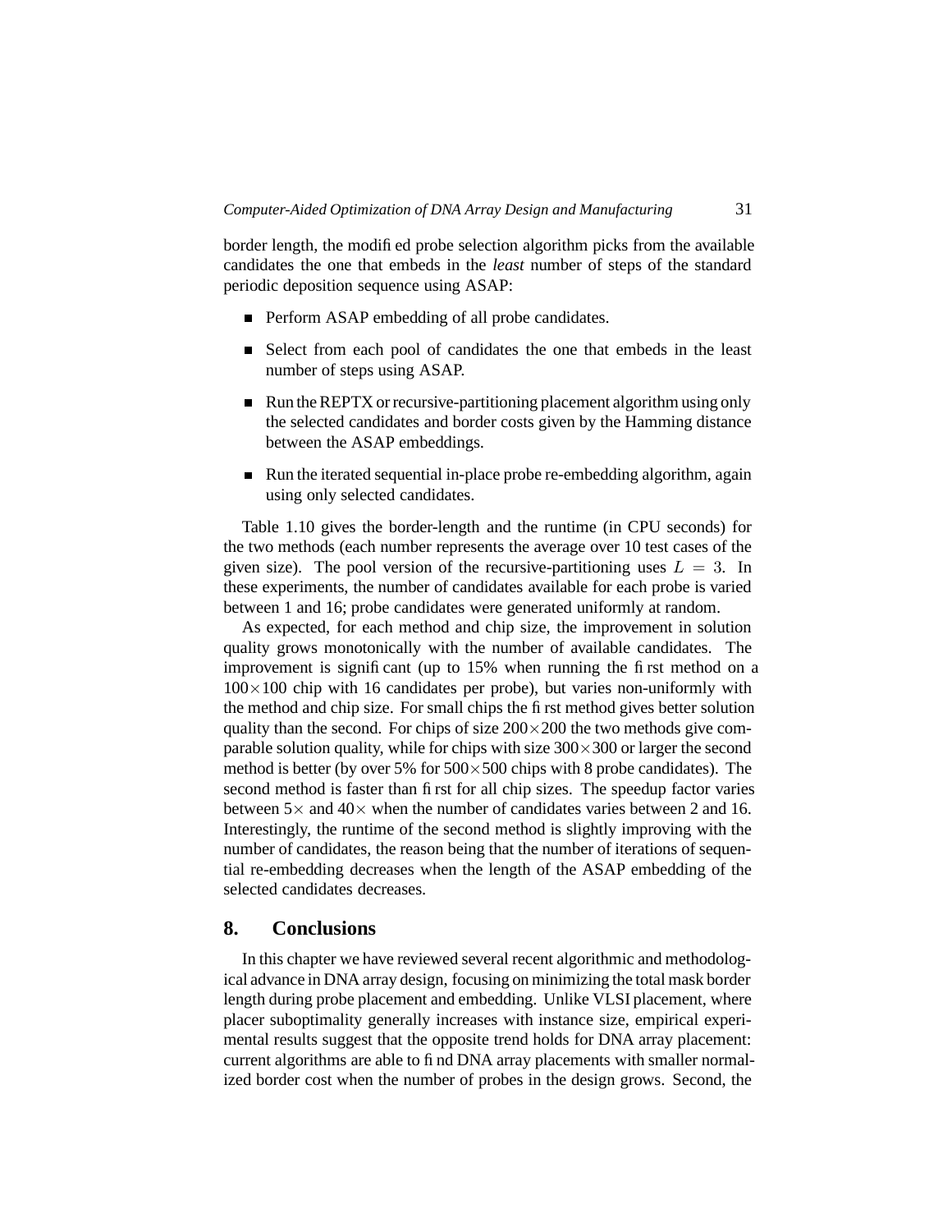border length, the modified probe selection algorithm picks from the available candidates the one that embeds in the *least* number of steps of the standard periodic deposition sequence using ASAP:

- Perform ASAP embedding of all probe candidates.
- Select from each pool of candidates the one that embeds in the least number of steps using ASAP.
- Run the REPTX or recursive-partitioning placement algorithm using only the selected candidates and border costs given by the Hamming distance between the ASAP embeddings.
- Run the iterated sequential in-place probe re-embedding algorithm, again using only selected candidates.

Table 1.10 gives the border-length and the runtime (in CPU seconds) for the two methods (each number represents the average over 10 test cases of the given size). The pool version of the recursive-partitioning uses $L = 3$. In these experiments, the number of candidates available for each probe is varied between 1 and 16; probe candidates were generated uniformly at random.

As expected, for each method and chip size, the improvement in solution quality grows monotonically with the number of available candidates. The improvement is significant (up to 15% when running the first method on a $100\times100$ chip with 16 candidates per probe), but varies non-uniformly with the method and chip size. For small chips the first method gives better solution quality than the second. For chips of size $200\times200$ the two methods give comparable solution quality, while for chips with size $300\times300$ or larger the second method is better (by over 5% for $500\times500$ chips with 8 probe candidates). The second method is faster than first for all chip sizes. The speedup factor varies between $5\times$ and $40\times$ when the number of candidates varies between 2 and 16. Interestingly, the runtime of the second method is slightly improving with the number of candidates, the reason being that the number of iterations of sequential re-embedding decreases when the length of the ASAP embedding of the selected candidates decreases.

## 8. Conclusions

In this chapter we have reviewed several recent algorithmic and methodological advance in DNA array design, focusing on minimizing the total mask border length during probe placement and embedding. Unlike VLSI placement, where placer suboptimality generally increases with instance size, empirical experimental results suggest that the opposite trend holds for DNA array placement: current algorithms are able to find DNA array placements with smaller normalized border cost when the number of probes in the design grows. Second, the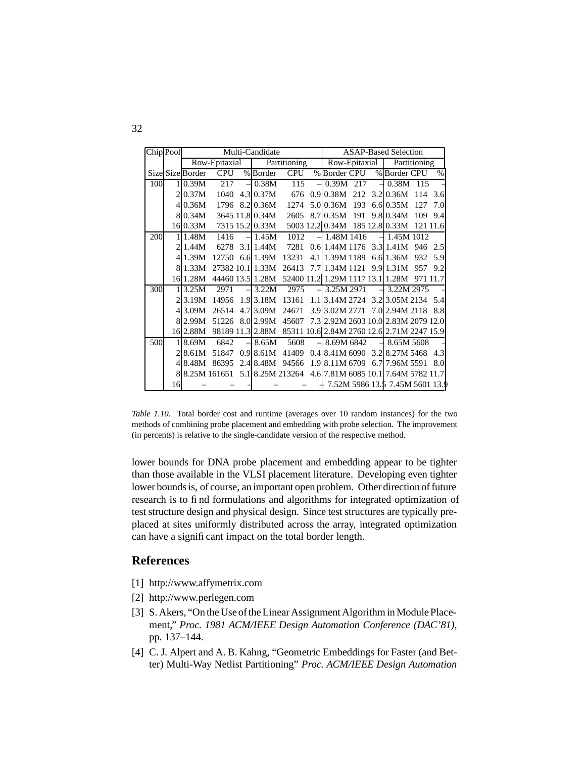| Chip | Pool | Multi-Candidate | | | | | | ASAP-Based Selection | | | | | |
|---|---|---|---|---|---|---|---|---|---|---|---|---|---|
| | | Row-Epitaxial | | | Partitioning | | | Row-Epitaxial | | | Partitioning | | |
| Size | Size | Border | CPU | % | Border | CPU | % | Border | CPU | % | Border | CPU | % |
| 100 | 1 | 0.39M | 217 | – | 0.38M | 115 | – | 0.39M | 217 | – | 0.38M | 115 | – |
| | 2 | 0.37M | 1040 | 4.3 | 0.37M | 676 | 0.9 | 0.38M | 212 | 3.2 | 0.36M | 114 | 3.6 |
| | 4 | 0.36M | 1796 | 8.2 | 0.36M | 1274 | 5.0 | 0.36M | 193 | 6.6 | 0.35M | 127 | 7.0 |
| | 8 | 0.34M | 3645 | 11.8 | 0.34M | 2605 | 8.7 | 0.35M | 191 | 9.8 | 0.34M | 109 | 9.4 |
| | 16 | 0.33M | 7315 | 15.2 | 0.33M | 5003 | 12.2 | 0.34M | 185 | 12.8 | 0.33M | 121 | 11.6 |
| 200 | 1 | 1.48M | 1416 | – | 1.45M | 1012 | – | 1.48M | 1416 | – | 1.45M | 1012 | – |
| | 2 | 1.44M | 6278 | 3.1 | 1.44M | 7281 | 0.6 | 1.44M | 1176 | 3.3 | 1.41M | 946 | 2.5 |
| | 4 | 1.39M | 12750 | 6.6 | 1.39M | 13231 | 4.1 | 1.39M | 1189 | 6.6 | 1.36M | 932 | 5.9 |
| | 8 | 1.33M | 27382 | 10.1 | 1.33M | 26413 | 7.7 | 1.34M | 1121 | 9.9 | 1.31M | 957 | 9.2 |
| | 16 | 1.28M | 44460 | 13.5 | 1.28M | 52400 | 11.2 | 1.29M | 1117 | 13.1 | 1.28M | 971 | 11.7 |
| 300 | 1 | 3.25M | 2971 | – | 3.22M | 2975 | – | 3.25M | 2971 | – | 3.22M | 2975 | – |
| | 2 | 3.19M | 14956 | 1.9 | 3.18M | 13161 | 1.1 | 3.14M | 2724 | 3.2 | 3.05M | 2134 | 5.4 |
| | 4 | 3.09M | 26514 | 4.7 | 3.09M | 24671 | 3.9 | 3.02M | 2771 | 7.0 | 2.94M | 2118 | 8.8 |
| | 8 | 2.99M | 51226 | 8.0 | 2.99M | 45607 | 7.3 | 2.92M | 2603 | 10.0 | 2.83M | 2079 | 12.0 |
| | 16 | 2.88M | 98189 | 11.3 | 2.88M | 85311 | 10.6 | 2.84M | 2760 | 12.6 | 2.71M | 2247 | 15.9 |
| 500 | 1 | 8.69M | 6842 | – | 8.65M | 5608 | – | 8.69M | 6842 | – | 8.65M | 5608 | – |
| | 2 | 8.61M | 51847 | 0.9 | 8.61M | 41409 | 0.4 | 8.41M | 6090 | 3.2 | 8.27M | 5468 | 4.3 |
| | 4 | 8.48M | 86395 | 2.4 | 8.48M | 94566 | 1.9 | 8.11M | 6709 | 6.7 | 7.96M | 5591 | 8.0 |
| | 8 | 8.25M | 161651 | 5.1 | 8.25M | 213264 | 4.6 | 7.81M | 6085 | 10.1 | 7.64M | 5782 | 11.7 |
| | 16 | – | – | – | – | – | – | 7.52M | 5986 | 13.5 | 7.45M | 5601 | 13.9 |

*Table 1.10.* Total border cost and runtime (averages over 10 random instances) for the two methods of combining probe placement and embedding with probe selection. The improvement (in percents) is relative to the single-candidate version of the respective method.

lower bounds for DNA probe placement and embedding appear to be tighter than those available in the VLSI placement literature. Developing even tighter lower bounds is, of course, an important open problem. Other direction of future research is to find formulations and algorithms for integrated optimization of test structure design and physical design. Since test structures are typically preplaced at sites uniformly distributed across the array, integrated optimization can have a significant impact on the total border length.

## References

[1] http://www.affymetrix.com

[2] http://www.perlegen.com

[3] S. Akers, "On the Use of the Linear Assignment Algorithm in Module Placement," *Proc. 1981 ACM/IEEE Design Automation Conference (DAC'81)*, pp. 137–144.

[4] C. J. Alpert and A. B. Kahng, "Geometric Embeddings for Faster (and Better) Multi-Way Netlist Partitioning" *Proc. ACM/IEEE Design Automation*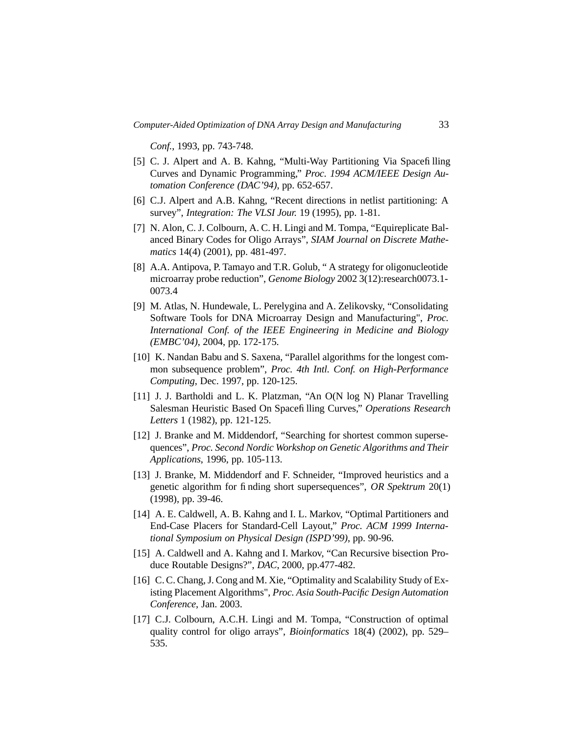*Conf.*, 1993, pp. 743-748.

[5] C. J. Alpert and A. B. Kahng, "Multi-Way Partitioning Via Spacefilling Curves and Dynamic Programming," *Proc. 1994 ACM/IEEE Design Automation Conference (DAC'94)*, pp. 652-657.

[6] C.J. Alpert and A.B. Kahng, "Recent directions in netlist partitioning: A survey", *Integration: The VLSI Jour.* 19 (1995), pp. 1-81.

[7] N. Alon, C. J. Colbourn, A. C. H. Lingi and M. Tompa, "Equireplicate Balanced Binary Codes for Oligo Arrays", *SIAM Journal on Discrete Mathematics* 14(4) (2001), pp. 481-497.

[8] A.A. Antipova, P. Tamayo and T.R. Golub, " A strategy for oligonucleotide microarray probe reduction", *Genome Biology* 2002 3(12):research0073.1-0073.4

[9] M. Atlas, N. Hundewale, L. Perelygina and A. Zelikovsky, "Consolidating Software Tools for DNA Microarray Design and Manufacturing", *Proc. International Conf. of the IEEE Engineering in Medicine and Biology (EMBC'04)*, 2004, pp. 172-175.

[10] K. Nandan Babu and S. Saxena, "Parallel algorithms for the longest common subsequence problem", *Proc. 4th Intl. Conf. on High-Performance Computing*, Dec. 1997, pp. 120-125.

[11] J. J. Bartholdi and L. K. Platzman, "An O(N log N) Planar Travelling Salesman Heuristic Based On Spacefilling Curves," *Operations Research Letters* 1 (1982), pp. 121-125.

[12] J. Branke and M. Middendorf, "Searching for shortest common supersequences", *Proc. Second Nordic Workshop on Genetic Algorithms and Their Applications*, 1996, pp. 105-113.

[13] J. Branke, M. Middendorf and F. Schneider, "Improved heuristics and a genetic algorithm for finding short supersequences", *OR Spektrum* 20(1) (1998), pp. 39-46.

[14] A. E. Caldwell, A. B. Kahng and I. L. Markov, "Optimal Partitioners and End-Case Placers for Standard-Cell Layout," *Proc. ACM 1999 International Symposium on Physical Design (ISPD'99)*, pp. 90-96.

[15] A. Caldwell and A. Kahng and I. Markov, "Can Recursive bisection Produce Routable Designs?", *DAC*, 2000, pp.477-482.

[16] C. C. Chang, J. Cong and M. Xie, "Optimality and Scalability Study of Existing Placement Algorithms", *Proc. Asia South-Pacific Design Automation Conference*, Jan. 2003.

[17] C.J. Colbourn, A.C.H. Lingi and M. Tompa, "Construction of optimal quality control for oligo arrays", *Bioinformatics* 18(4) (2002), pp. 529–535.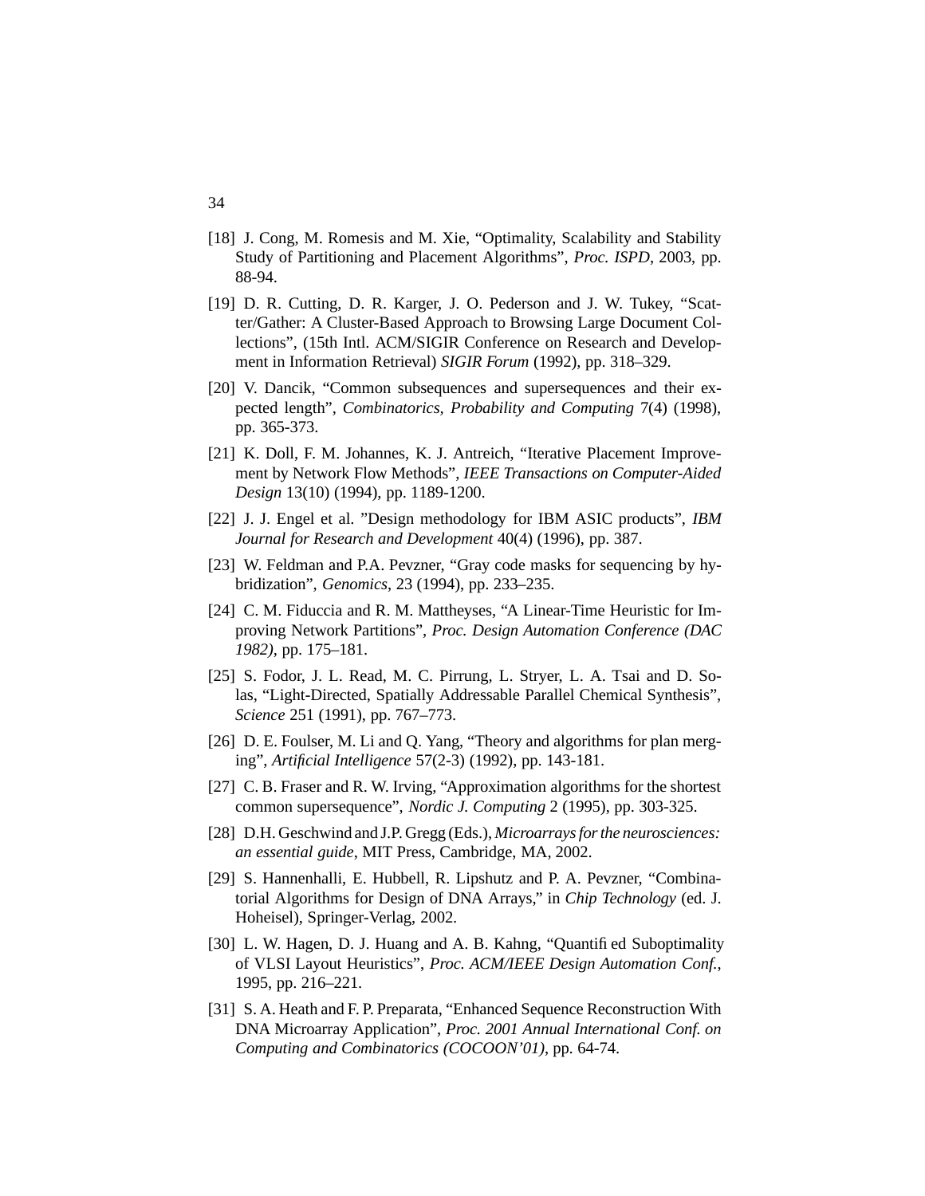[18] J. Cong, M. Romesis and M. Xie, "Optimality, Scalability and Stability Study of Partitioning and Placement Algorithms", *Proc. ISPD*, 2003, pp. 88-94.

[19] D. R. Cutting, D. R. Karger, J. O. Pederson and J. W. Tukey, "Scatter/Gather: A Cluster-Based Approach to Browsing Large Document Collections", (15th Intl. ACM/SIGIR Conference on Research and Development in Information Retrieval) *SIGIR Forum* (1992), pp. 318–329.

[20] V. Dancik, "Common subsequences and supersequences and their expected length", *Combinatorics, Probability and Computing* 7(4) (1998), pp. 365-373.

[21] K. Doll, F. M. Johannes, K. J. Antreich, "Iterative Placement Improvement by Network Flow Methods", *IEEE Transactions on Computer-Aided Design* 13(10) (1994), pp. 1189-1200.

[22] J. J. Engel et al. "Design methodology for IBM ASIC products", *IBM Journal for Research and Development* 40(4) (1996), pp. 387.

[23] W. Feldman and P.A. Pevzner, "Gray code masks for sequencing by hybridization", *Genomics*, 23 (1994), pp. 233–235.

[24] C. M. Fiduccia and R. M. Mattheyses, "A Linear-Time Heuristic for Improving Network Partitions", *Proc. Design Automation Conference (DAC 1982)*, pp. 175–181.

[25] S. Fodor, J. L. Read, M. C. Pirrung, L. Stryer, L. A. Tsai and D. Solas, "Light-Directed, Spatially Addressable Parallel Chemical Synthesis", *Science* 251 (1991), pp. 767–773.

[26] D. E. Foulser, M. Li and Q. Yang, "Theory and algorithms for plan merging", *Artificial Intelligence* 57(2-3) (1992), pp. 143-181.

[27] C. B. Fraser and R. W. Irving, "Approximation algorithms for the shortest common supersequence", *Nordic J. Computing* 2 (1995), pp. 303-325.

[28] D.H. Geschwind and J.P. Gregg (Eds.), *Microarrays for the neurosciences: an essential guide*, MIT Press, Cambridge, MA, 2002.

[29] S. Hannenhalli, E. Hubbell, R. Lipshutz and P. A. Pevzner, "Combinatorial Algorithms for Design of DNA Arrays," in *Chip Technology* (ed. J. Hoheisel), Springer-Verlag, 2002.

[30] L. W. Hagen, D. J. Huang and A. B. Kahng, "Quantified Suboptimality of VLSI Layout Heuristics", *Proc. ACM/IEEE Design Automation Conf.*, 1995, pp. 216–221.

[31] S. A. Heath and F. P. Preparata, "Enhanced Sequence Reconstruction With DNA Microarray Application", *Proc. 2001 Annual International Conf. on Computing and Combinatorics (COCOON'01)*, pp. 64-74.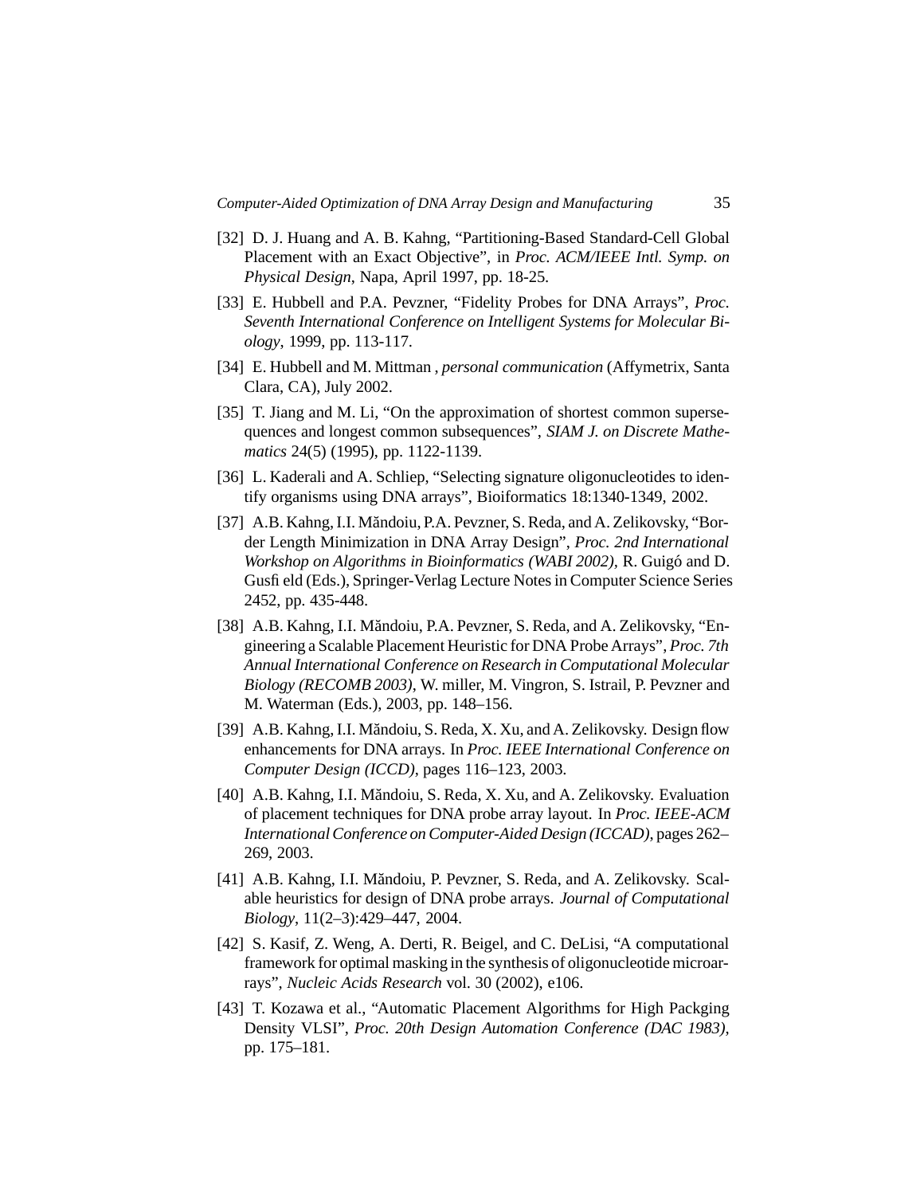[32] D. J. Huang and A. B. Kahng, "Partitioning-Based Standard-Cell Global Placement with an Exact Objective", in *Proc. ACM/IEEE Intl. Symp. on Physical Design*, Napa, April 1997, pp. 18-25.

[33] E. Hubbell and P.A. Pevzner, "Fidelity Probes for DNA Arrays", *Proc. Seventh International Conference on Intelligent Systems for Molecular Biology*, 1999, pp. 113-117.

[34] E. Hubbell and M. Mittman , *personal communication* (Affymetrix, Santa Clara, CA), July 2002.

[35] T. Jiang and M. Li, "On the approximation of shortest common supersequences and longest common subsequences", *SIAM J. on Discrete Mathematics* 24(5) (1995), pp. 1122-1139.

[36] L. Kaderali and A. Schliep, "Selecting signature oligonucleotides to identify organisms using DNA arrays", Bioiformatics 18:1340-1349, 2002.

[37] A.B. Kahng, I.I. Măndoiu, P.A. Pevzner, S. Reda, and A. Zelikovsky, "Border Length Minimization in DNA Array Design", *Proc. 2nd International Workshop on Algorithms in Bioinformatics (WABI 2002)*, R. Guigó and D. Gusfi eld (Eds.), Springer-Verlag Lecture Notes in Computer Science Series 2452, pp. 435-448.

[38] A.B. Kahng, I.I. Măndoiu, P.A. Pevzner, S. Reda, and A. Zelikovsky, "Engineering a Scalable Placement Heuristic for DNA Probe Arrays", *Proc. 7th Annual International Conference on Research in Computational Molecular Biology (RECOMB 2003)*, W. miller, M. Vingron, S. Istrail, P. Pevzner and M. Waterman (Eds.), 2003, pp. 148–156.

[39] A.B. Kahng, I.I. Măndoiu, S. Reda, X. Xu, and A. Zelikovsky. Design flow enhancements for DNA arrays. In *Proc. IEEE International Conference on Computer Design (ICCD)*, pages 116–123, 2003.

[40] A.B. Kahng, I.I. Măndoiu, S. Reda, X. Xu, and A. Zelikovsky. Evaluation of placement techniques for DNA probe array layout. In *Proc. IEEE-ACM International Conference on Computer-Aided Design (ICCAD)*, pages 262–269, 2003.

[41] A.B. Kahng, I.I. Măndoiu, P. Pevzner, S. Reda, and A. Zelikovsky. Scalable heuristics for design of DNA probe arrays. *Journal of Computational Biology*, 11(2–3):429–447, 2004.

[42] S. Kasif, Z. Weng, A. Derti, R. Beigel, and C. DeLisi, "A computational framework for optimal masking in the synthesis of oligonucleotide microarrays", *Nucleic Acids Research* vol. 30 (2002), e106.

[43] T. Kozawa et al., "Automatic Placement Algorithms for High Packging Density VLSI", *Proc. 20th Design Automation Conference (DAC 1983)*, pp. 175–181.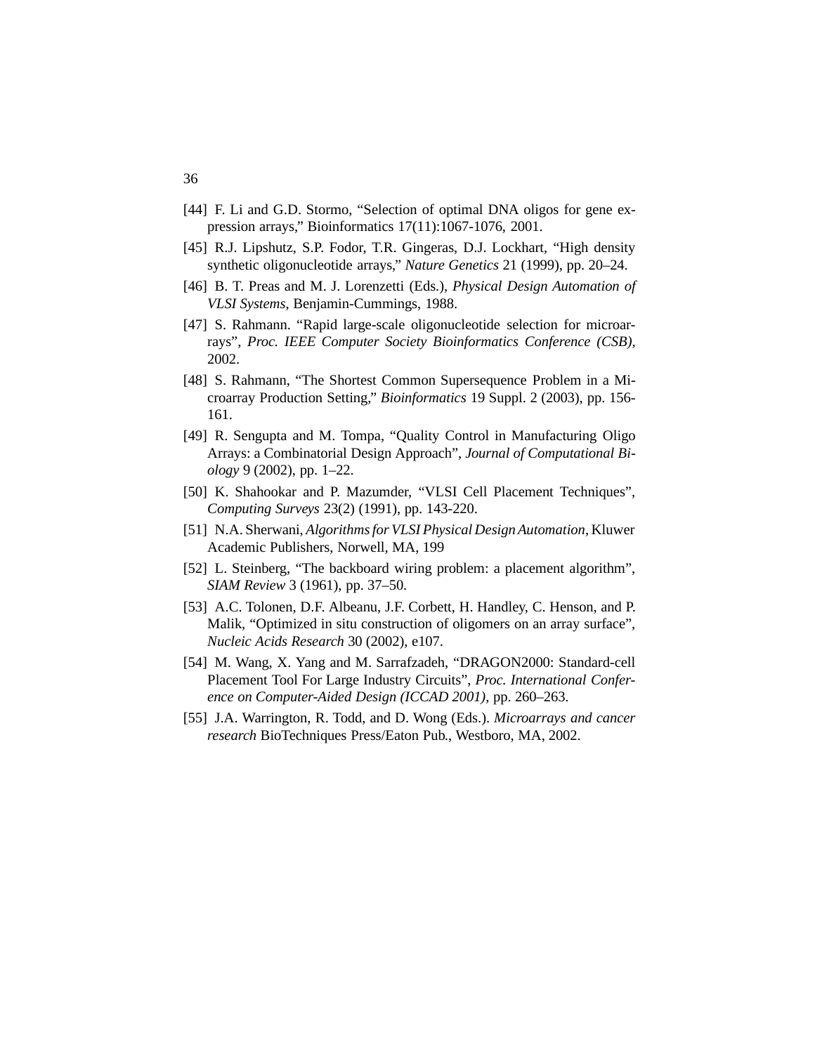[44] F. Li and G.D. Stormo, “Selection of optimal DNA oligos for gene expression arrays,” Bioinformatics 17(11):1067-1076, 2001.

[45] R.J. Lipshutz, S.P. Fodor, T.R. Gingeras, D.J. Lockhart, “High density synthetic oligonucleotide arrays,” *Nature Genetics* 21 (1999), pp. 20–24.

[46] B. T. Preas and M. J. Lorenzetti (Eds.), *Physical Design Automation of VLSI Systems*, Benjamin-Cummings, 1988.

[47] S. Rahmann. “Rapid large-scale oligonucleotide selection for microarrays”, *Proc. IEEE Computer Society Bioinformatics Conference (CSB)*, 2002.

[48] S. Rahmann, “The Shortest Common Supersequence Problem in a Microarray Production Setting,” *Bioinformatics* 19 Suppl. 2 (2003), pp. 156-161.

[49] R. Sengupta and M. Tompa, “Quality Control in Manufacturing Oligo Arrays: a Combinatorial Design Approach”, *Journal of Computational Biology* 9 (2002), pp. 1–22.

[50] K. Shahookar and P. Mazumder, “VLSI Cell Placement Techniques”, *Computing Surveys* 23(2) (1991), pp. 143-220.

[51] N.A. Sherwani, *Algorithms for VLSI Physical Design Automation*, Kluwer Academic Publishers, Norwell, MA, 199

[52] L. Steinberg, “The backboard wiring problem: a placement algorithm”, *SIAM Review* 3 (1961), pp. 37–50.

[53] A.C. Tolonen, D.F. Albeanu, J.F. Corbett, H. Handley, C. Henson, and P. Malik, “Optimized in situ construction of oligomers on an array surface”, *Nucleic Acids Research* 30 (2002), e107.

[54] M. Wang, X. Yang and M. Sarrafzadeh, “DRAGON2000: Standard-cell Placement Tool For Large Industry Circuits”, *Proc. International Conference on Computer-Aided Design (ICCAD 2001)*, pp. 260–263.

[55] J.A. Warrington, R. Todd, and D. Wong (Eds.). *Microarrays and cancer research* BioTechniques Press/Eaton Pub., Westboro, MA, 2002.